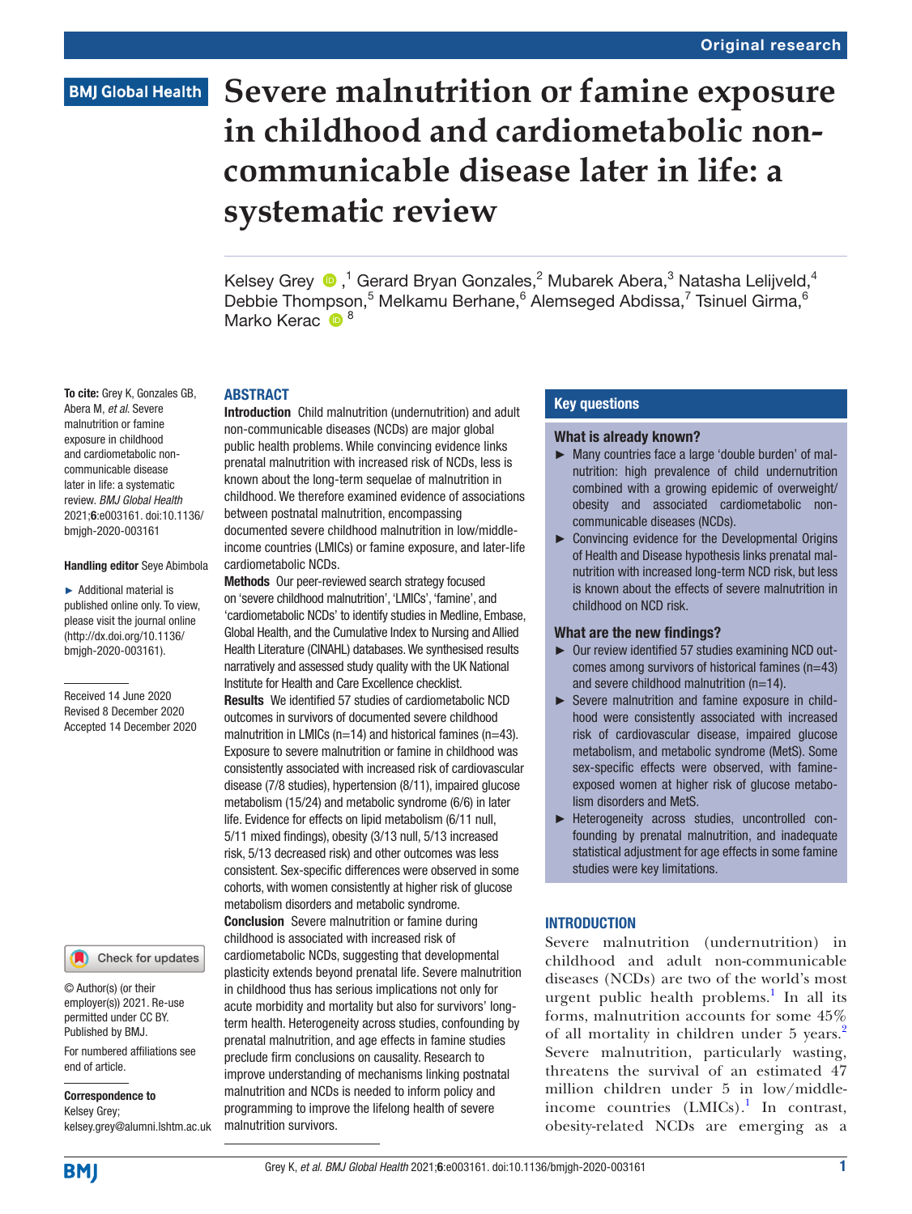# Severe malnutrition or famine exposure in childhood and cardiometabolic non-communicable disease later in life: a systematic review

Kelsey Grey [1], Gerard Bryan Gonzales,[2] Mubarek Abera,[3] Natasha Lelijveld,[4] Debbie Thompson,[5] Melkamu Berhane,[6] Alemseged Abdissa,[7] Tsinuel Girma,[6] Marko Kerac [8]

**To cite:** Grey K, Gonzales GB, Abera M, *et al*. Severe malnutrition or famine exposure in childhood and cardiometabolic non-communicable disease later in life: a systematic review. *BMJ Global Health* 2021;**6**:e003161. doi:10.1136/bmjgh-2020-003161

**Handling editor** Seye Abimbola

► Additional material is published online only. To view, please visit the journal online (http://dx.doi.org/10.1136/bmjgh-2020-003161).

Received 14 June 2020
Revised 8 December 2020
Accepted 14 December 2020

© Author(s) (or their employer(s)) 2021. Re-use permitted under CC BY. Published by BMJ.

For numbered affiliations see end of article.

**Correspondence to**
Kelsey Grey;
kelsey.grey@alumni.lshtm.ac.uk

## ABSTRACT

**Introduction** Child malnutrition (undernutrition) and adult non-communicable diseases (NCDs) are major global public health problems. While convincing evidence links prenatal malnutrition with increased risk of NCDs, less is known about the long-term sequelae of malnutrition in childhood. We therefore examined evidence of associations between postnatal malnutrition, encompassing documented severe childhood malnutrition in low/middle-income countries (LMICs) or famine exposure, and later-life cardiometabolic NCDs.

**Methods** Our peer-reviewed search strategy focused on 'severe childhood malnutrition', 'LMICs', 'famine', and 'cardiometabolic NCDs' to identify studies in Medline, Embase, Global Health, and the Cumulative Index to Nursing and Allied Health Literature (CINAHL) databases. We synthesised results narratively and assessed study quality with the UK National Institute for Health and Care Excellence checklist.

**Results** We identified 57 studies of cardiometabolic NCD outcomes in survivors of documented severe childhood malnutrition in LMICs (n=14) and historical famines (n=43). Exposure to severe malnutrition or famine in childhood was consistently associated with increased risk of cardiovascular disease (7/8 studies), hypertension (8/11), impaired glucose metabolism (15/24) and metabolic syndrome (6/6) in later life. Evidence for effects on lipid metabolism (6/11 null, 5/11 mixed findings), obesity (3/13 null, 5/13 increased risk, 5/13 decreased risk) and other outcomes was less consistent. Sex-specific differences were observed in some cohorts, with women consistently at higher risk of glucose metabolism disorders and metabolic syndrome.

**Conclusion** Severe malnutrition or famine during childhood is associated with increased risk of cardiometabolic NCDs, suggesting that developmental plasticity extends beyond prenatal life. Severe malnutrition in childhood thus has serious implications not only for acute morbidity and mortality but also for survivors' long-term health. Heterogeneity across studies, confounding by prenatal malnutrition, and age effects in famine studies preclude firm conclusions on causality. Research to improve understanding of mechanisms linking postnatal malnutrition and NCDs is needed to inform policy and programming to improve the lifelong health of severe malnutrition survivors.

## Key questions

### What is already known?

► Many countries face a large 'double burden' of malnutrition: high prevalence of child undernutrition combined with a growing epidemic of overweight/obesity and associated cardiometabolic non-communicable diseases (NCDs).

► Convincing evidence for the Developmental Origins of Health and Disease hypothesis links prenatal malnutrition with increased long-term NCD risk, but less is known about the effects of severe malnutrition in childhood on NCD risk.

### What are the new findings?

► Our review identified 57 studies examining NCD outcomes among survivors of historical famines (n=43) and severe childhood malnutrition (n=14).

► Severe malnutrition and famine exposure in childhood were consistently associated with increased risk of cardiovascular disease, impaired glucose metabolism, and metabolic syndrome (MetS). Some sex-specific effects were observed, with famine-exposed women at higher risk of glucose metabolism disorders and MetS.

► Heterogeneity across studies, uncontrolled confounding by prenatal malnutrition, and inadequate statistical adjustment for age effects in some famine studies were key limitations.

## INTRODUCTION

Severe malnutrition (undernutrition) in childhood and adult non-communicable diseases (NCDs) are two of the world's most urgent public health problems.[1] In all its forms, malnutrition accounts for some 45% of all mortality in children under 5 years.[2] Severe malnutrition, particularly wasting, threatens the survival of an estimated 47 million children under 5 in low/middle-income countries (LMICs).[1] In contrast, obesity-related NCDs are emerging as a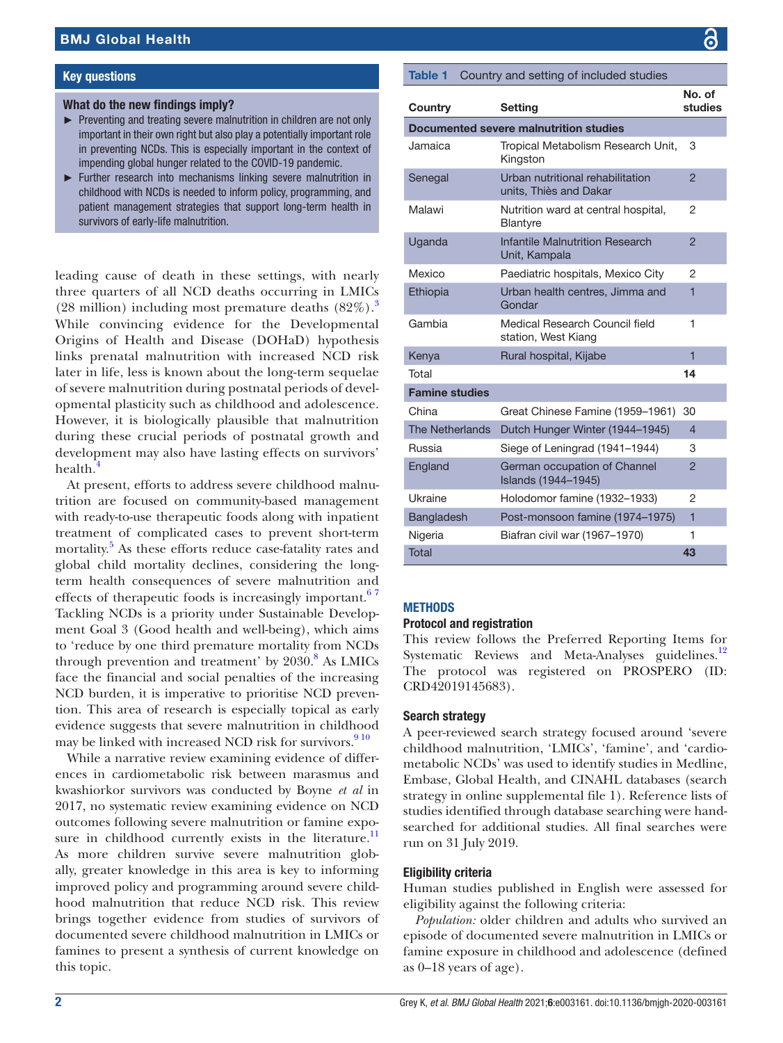## Key questions

### What do the new findings imply?

- Preventing and treating severe malnutrition in children are not only important in their own right but also play a potentially important role in preventing NCDs. This is especially important in the context of impending global hunger related to the COVID-19 pandemic.
- Further research into mechanisms linking severe malnutrition in childhood with NCDs is needed to inform policy, programming, and patient management strategies that support long-term health in survivors of early-life malnutrition.

leading cause of death in these settings, with nearly three quarters of all NCD deaths occurring in LMICs (28 million) including most premature deaths (82%).[3] While convincing evidence for the Developmental Origins of Health and Disease (DOHaD) hypothesis links prenatal malnutrition with increased NCD risk later in life, less is known about the long-term sequelae of severe malnutrition during postnatal periods of developmental plasticity such as childhood and adolescence. However, it is biologically plausible that malnutrition during these crucial periods of postnatal growth and development may also have lasting effects on survivors' health.[4]

At present, efforts to address severe childhood malnutrition are focused on community-based management with ready-to-use therapeutic foods along with inpatient treatment of complicated cases to prevent short-term mortality.[5] As these efforts reduce case-fatality rates and global child mortality declines, considering the long-term health consequences of severe malnutrition and effects of therapeutic foods is increasingly important.[6 7] Tackling NCDs is a priority under Sustainable Development Goal 3 (Good health and well-being), which aims to 'reduce by one third premature mortality from NCDs through prevention and treatment' by 2030.[8] As LMICs face the financial and social penalties of the increasing NCD burden, it is imperative to prioritise NCD prevention. This area of research is especially topical as early evidence suggests that severe malnutrition in childhood may be linked with increased NCD risk for survivors.[9 10]

While a narrative review examining evidence of differences in cardiometabolic risk between marasmus and kwashiorkor survivors was conducted by Boyne *et al* in 2017, no systematic review examining evidence on NCD outcomes following severe malnutrition or famine exposure in childhood currently exists in the literature.[11] As more children survive severe malnutrition globally, greater knowledge in this area is key to informing improved policy and programming around severe childhood malnutrition that reduce NCD risk. This review brings together evidence from studies of survivors of documented severe childhood malnutrition in LMICs or famines to present a synthesis of current knowledge on this topic.

**Table 1** Country and setting of included studies

| Country | Setting | No. of studies |
|---|---|---|
| **Documented severe malnutrition studies** | | |
| Jamaica | Tropical Metabolism Research Unit, Kingston | 3 |
| Senegal | Urban nutritional rehabilitation units, Thiès and Dakar | 2 |
| Malawi | Nutrition ward at central hospital, Blantyre | 2 |
| Uganda | Infantile Malnutrition Research Unit, Kampala | 2 |
| Mexico | Paediatric hospitals, Mexico City | 2 |
| Ethiopia | Urban health centres, Jimma and Gondar | 1 |
| Gambia | Medical Research Council field station, West Kiang | 1 |
| Kenya | Rural hospital, Kijabe | 1 |
| Total | | **14** |
| **Famine studies** | | |
| China | Great Chinese Famine (1959–1961) | 30 |
| The Netherlands | Dutch Hunger Winter (1944–1945) | 4 |
| Russia | Siege of Leningrad (1941–1944) | 3 |
| England | German occupation of Channel Islands (1944–1945) | 2 |
| Ukraine | Holodomor famine (1932–1933) | 2 |
| Bangladesh | Post-monsoon famine (1974–1975) | 1 |
| Nigeria | Biafran civil war (1967–1970) | 1 |
| Total | | **43** |

## METHODS

### Protocol and registration

This review follows the Preferred Reporting Items for Systematic Reviews and Meta-Analyses guidelines.[12] The protocol was registered on PROSPERO (ID: CRD42019145683).

### Search strategy

A peer-reviewed search strategy focused around 'severe childhood malnutrition, 'LMICs', 'famine', and 'cardiometabolic NCDs' was used to identify studies in Medline, Embase, Global Health, and CINAHL databases (search strategy in online supplemental file 1). Reference lists of studies identified through database searching were hand-searched for additional studies. All final searches were run on 31 July 2019.

### Eligibility criteria

Human studies published in English were assessed for eligibility against the following criteria:

*Population:* older children and adults who survived an episode of documented severe malnutrition in LMICs or famine exposure in childhood and adolescence (defined as 0–18 years of age).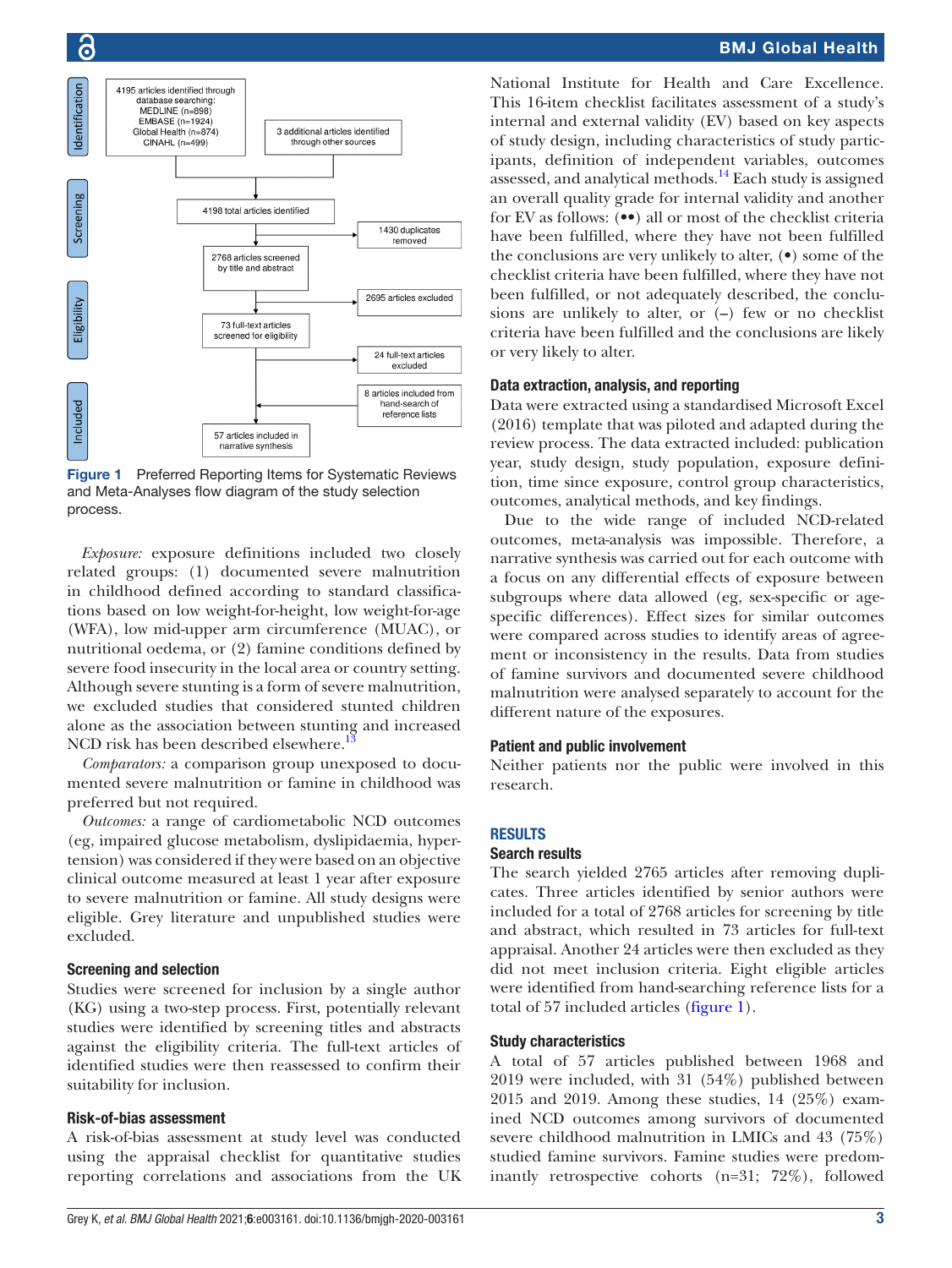Identification

4195 articles identified through database searching: MEDLINE (n=898) EMBASE (n=1924) Global Health (n=874) CINAHL (n=499)

3 additional articles identified through other sources

Screening

4198 total articles identified

1430 duplicates removed

2768 articles screened by title and abstract

2695 articles excluded

Eligibility

73 full-text articles screened for eligibility

24 full-text articles excluded

Included

8 articles included from hand-search of reference lists

57 articles included in narrative synthesis

**Figure 1** Preferred Reporting Items for Systematic Reviews and Meta-Analyses flow diagram of the study selection process.

*Exposure:* exposure definitions included two closely related groups: (1) documented severe malnutrition in childhood defined according to standard classifications based on low weight-for-height, low weight-for-age (WFA), low mid-upper arm circumference (MUAC), or nutritional oedema, or (2) famine conditions defined by severe food insecurity in the local area or country setting. Although severe stunting is a form of severe malnutrition, we excluded studies that considered stunted children alone as the association between stunting and increased NCD risk has been described elsewhere.[13]

*Comparators:* a comparison group unexposed to documented severe malnutrition or famine in childhood was preferred but not required.

*Outcomes:* a range of cardiometabolic NCD outcomes (eg, impaired glucose metabolism, dyslipidaemia, hypertension) was considered if they were based on an objective clinical outcome measured at least 1 year after exposure to severe malnutrition or famine. All study designs were eligible. Grey literature and unpublished studies were excluded.

### Screening and selection

Studies were screened for inclusion by a single author (KG) using a two-step process. First, potentially relevant studies were identified by screening titles and abstracts against the eligibility criteria. The full-text articles of identified studies were then reassessed to confirm their suitability for inclusion.

### Risk-of-bias assessment

A risk-of-bias assessment at study level was conducted using the appraisal checklist for quantitative studies reporting correlations and associations from the UK National Institute for Health and Care Excellence. This 16-item checklist facilitates assessment of a study's internal and external validity (EV) based on key aspects of study design, including characteristics of study participants, definition of independent variables, outcomes assessed, and analytical methods.[14] Each study is assigned an overall quality grade for internal validity and another for EV as follows: (••) all or most of the checklist criteria have been fulfilled, where they have not been fulfilled the conclusions are very unlikely to alter, (•) some of the checklist criteria have been fulfilled, where they have not been fulfilled, or not adequately described, the conclusions are unlikely to alter, or (–) few or no checklist criteria have been fulfilled and the conclusions are likely or very likely to alter.

### Data extraction, analysis, and reporting

Data were extracted using a standardised Microsoft Excel (2016) template that was piloted and adapted during the review process. The data extracted included: publication year, study design, study population, exposure definition, time since exposure, control group characteristics, outcomes, analytical methods, and key findings.

Due to the wide range of included NCD-related outcomes, meta-analysis was impossible. Therefore, a narrative synthesis was carried out for each outcome with a focus on any differential effects of exposure between subgroups where data allowed (eg, sex-specific or age-specific differences). Effect sizes for similar outcomes were compared across studies to identify areas of agreement or inconsistency in the results. Data from studies of famine survivors and documented severe childhood malnutrition were analysed separately to account for the different nature of the exposures.

### Patient and public involvement

Neither patients nor the public were involved in this research.

## RESULTS

### Search results

The search yielded 2765 articles after removing duplicates. Three articles identified by senior authors were included for a total of 2768 articles for screening by title and abstract, which resulted in 73 articles for full-text appraisal. Another 24 articles were then excluded as they did not meet inclusion criteria. Eight eligible articles were identified from hand-searching reference lists for a total of 57 included articles (figure 1).

### Study characteristics

A total of 57 articles published between 1968 and 2019 were included, with 31 (54%) published between 2015 and 2019. Among these studies, 14 (25%) examined NCD outcomes among survivors of documented severe childhood malnutrition in LMICs and 43 (75%) studied famine survivors. Famine studies were predominantly retrospective cohorts (n=31; 72%), followed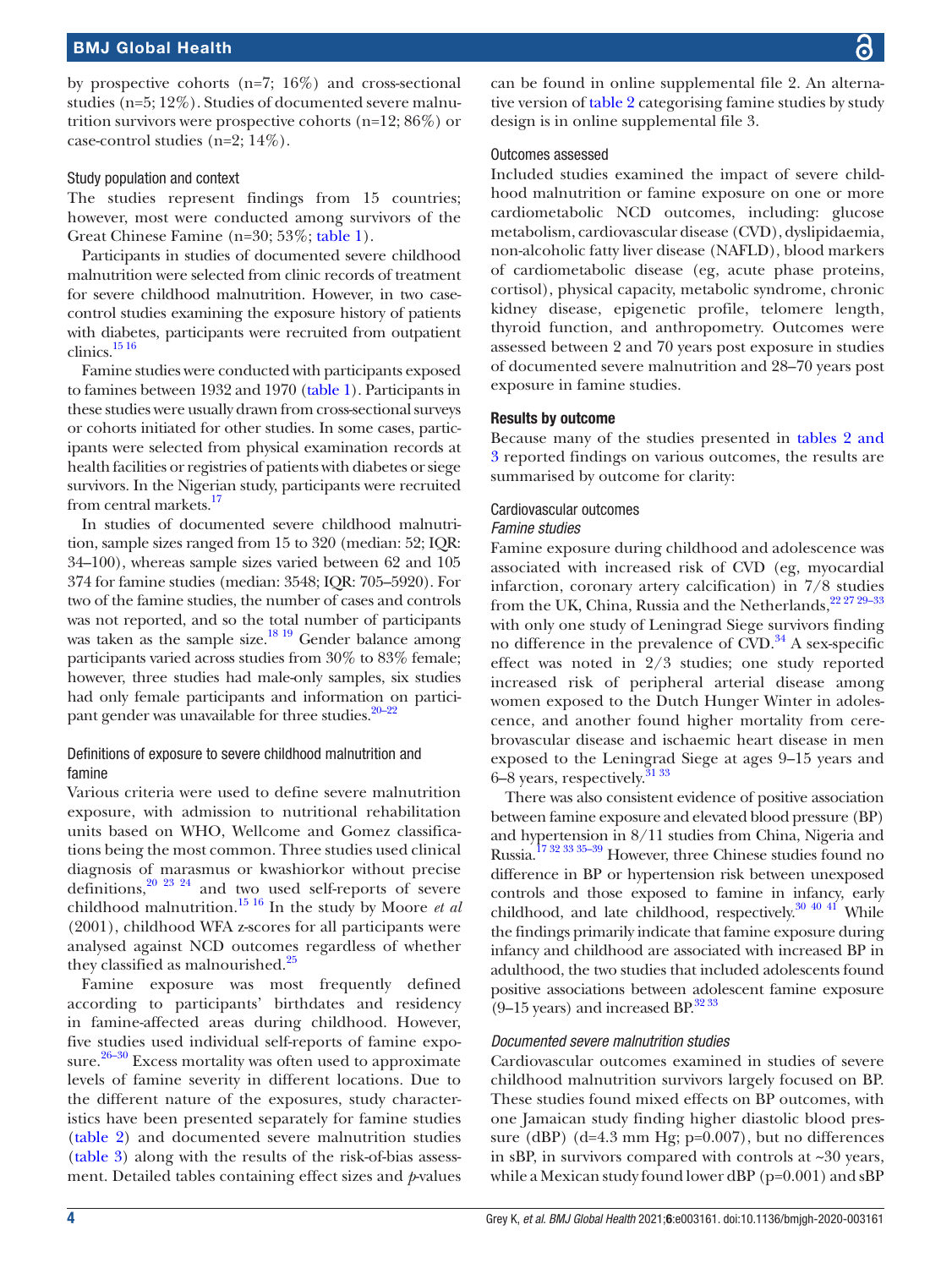by prospective cohorts (n=7; 16%) and cross-sectional studies (n=5; 12%). Studies of documented severe malnutrition survivors were prospective cohorts (n=12; 86%) or case-control studies (n=2; 14%).

### Study population and context

The studies represent findings from 15 countries; however, most were conducted among survivors of the Great Chinese Famine (n=30; 53%; table 1).

Participants in studies of documented severe childhood malnutrition were selected from clinic records of treatment for severe childhood malnutrition. However, in two case-control studies examining the exposure history of patients with diabetes, participants were recruited from outpatient clinics.[15,16]

Famine studies were conducted with participants exposed to famines between 1932 and 1970 (table 1). Participants in these studies were usually drawn from cross-sectional surveys or cohorts initiated for other studies. In some cases, participants were selected from physical examination records at health facilities or registries of patients with diabetes or siege survivors. In the Nigerian study, participants were recruited from central markets.[17]

In studies of documented severe childhood malnutrition, sample sizes ranged from 15 to 320 (median: 52; IQR: 34–100), whereas sample sizes varied between 62 and 105 374 for famine studies (median: 3548; IQR: 705–5920). For two of the famine studies, the number of cases and controls was not reported, and so the total number of participants was taken as the sample size.[18,19] Gender balance among participants varied across studies from 30% to 83% female; however, three studies had male-only samples, six studies had only female participants and information on participant gender was unavailable for three studies.[20–22]

### Definitions of exposure to severe childhood malnutrition and famine

Various criteria were used to define severe malnutrition exposure, with admission to nutritional rehabilitation units based on WHO, Wellcome and Gomez classifications being the most common. Three studies used clinical diagnosis of marasmus or kwashiorkor without precise definitions,[20,23,24] and two used self-reports of severe childhood malnutrition.[15,16] In the study by Moore *et al* (2001), childhood WFA z-scores for all participants were analysed against NCD outcomes regardless of whether they classified as malnourished.[25]

Famine exposure was most frequently defined according to participants' birthdates and residency in famine-affected areas during childhood. However, five studies used individual self-reports of famine exposure.[26–30] Excess mortality was often used to approximate levels of famine severity in different locations. Due to the different nature of the exposures, study characteristics have been presented separately for famine studies (table 2) and documented severe malnutrition studies (table 3) along with the results of the risk-of-bias assessment. Detailed tables containing effect sizes and *p*-values can be found in online supplemental file 2. An alternative version of table 2 categorising famine studies by study design is in online supplemental file 3.

### Outcomes assessed

Included studies examined the impact of severe childhood malnutrition or famine exposure on one or more cardiometabolic NCD outcomes, including: glucose metabolism, cardiovascular disease (CVD), dyslipidaemia, non-alcoholic fatty liver disease (NAFLD), blood markers of cardiometabolic disease (eg, acute phase proteins, cortisol), physical capacity, metabolic syndrome, chronic kidney disease, epigenetic profile, telomere length, thyroid function, and anthropometry. Outcomes were assessed between 2 and 70 years post exposure in studies of documented severe malnutrition and 28–70 years post exposure in famine studies.

## Results by outcome

Because many of the studies presented in tables 2 and 3 reported findings on various outcomes, the results are summarised by outcome for clarity:

### Cardiovascular outcomes

#### *Famine studies*

Famine exposure during childhood and adolescence was associated with increased risk of CVD (eg, myocardial infarction, coronary artery calcification) in 7/8 studies from the UK, China, Russia and the Netherlands,[22,27,29–33] with only one study of Leningrad Siege survivors finding no difference in the prevalence of CVD.[34] A sex-specific effect was noted in 2/3 studies; one study reported increased risk of peripheral arterial disease among women exposed to the Dutch Hunger Winter in adolescence, and another found higher mortality from cerebrovascular disease and ischaemic heart disease in men exposed to the Leningrad Siege at ages 9–15 years and 6–8 years, respectively.[31,33]

There was also consistent evidence of positive association between famine exposure and elevated blood pressure (BP) and hypertension in 8/11 studies from China, Nigeria and Russia.[17,32,33,35–39] However, three Chinese studies found no difference in BP or hypertension risk between unexposed controls and those exposed to famine in infancy, early childhood, and late childhood, respectively.[30,40,41] While the findings primarily indicate that famine exposure during infancy and childhood are associated with increased BP in adulthood, the two studies that included adolescents found positive associations between adolescent famine exposure (9–15 years) and increased BP.[32,33]

#### *Documented severe malnutrition studies*

Cardiovascular outcomes examined in studies of severe childhood malnutrition survivors largely focused on BP. These studies found mixed effects on BP outcomes, with one Jamaican study finding higher diastolic blood pressure (dBP) (d=4.3 mm Hg; p=0.007), but no differences in sBP, in survivors compared with controls at ~30 years, while a Mexican study found lower dBP (p=0.001) and sBP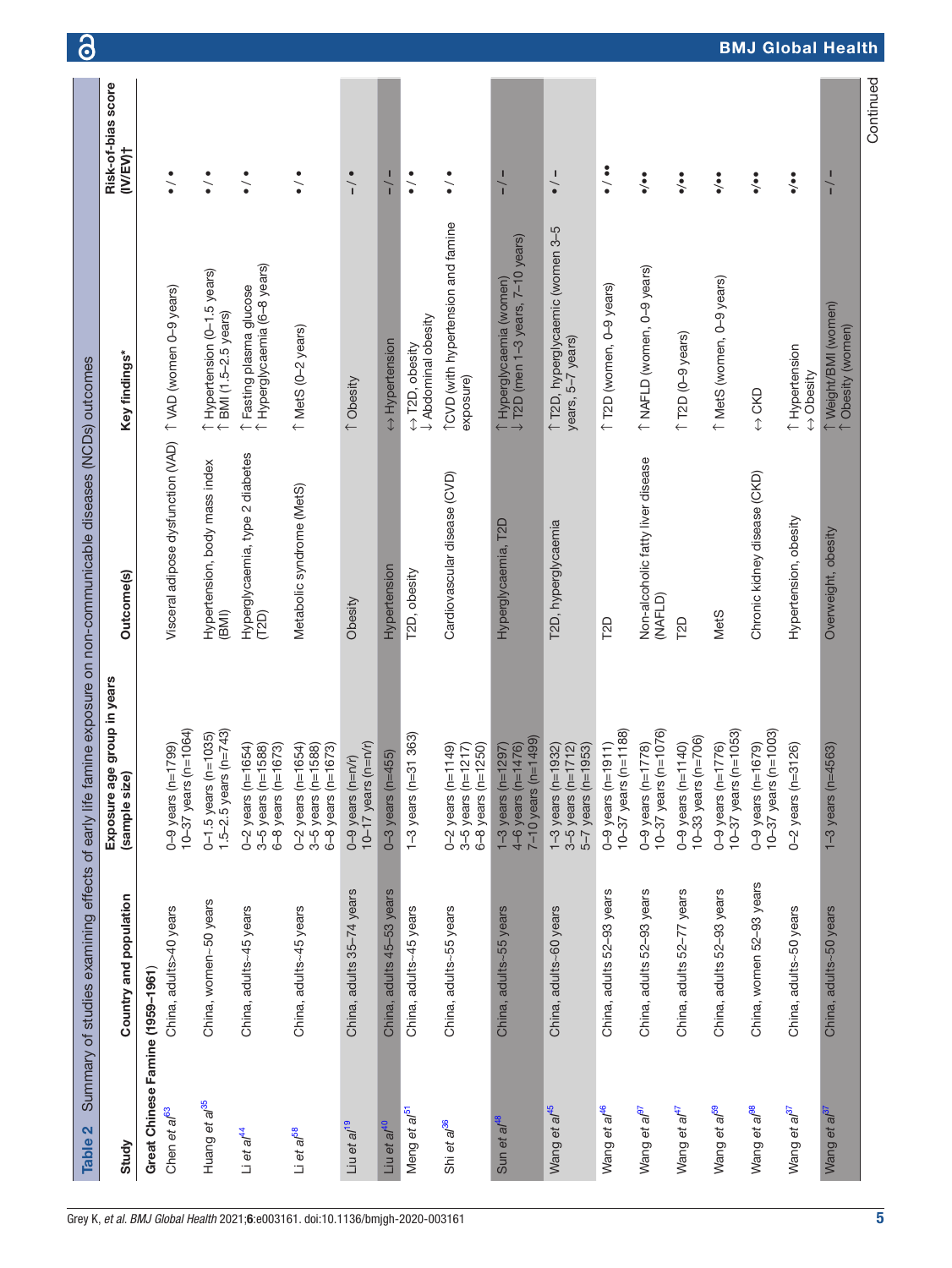**Table 2** Summary of studies examining effects of early life famine exposure on non-communicable diseases (NCDs) outcomes

| Study | Country and population | Exposure age group in years (sample size) | Outcome(s) | Key findings* | Risk-of-bias score (IV/EV)† |
|---|---|---|---|---|---|
| **Great Chinese Famine (1959–1961)** | | | | | |
| Chen *et al*[63] | China, adults>40 years | 0–9 years (n=1799)<br>10–37 years (n=1064) | Visceral adipose dysfunction (VAD) | ↑ VAD (women 0–9 years) | • / • |
| Huang *et al*[35] | China, women~50 years | 0–1.5 years (n=1035)<br>1.5–2.5 years (n=743) | Hypertension, body mass index (BMI) | ↑ Hypertension (0–1.5 years)<br>↑ BMI (1.5–2.5 years) | • / • |
| Li *et al*[44] | China, adults~45 years | 0–2 years (n=1654)<br>3–5 years (n=1588)<br>6–8 years (n=1673) | Hyperglycaemia, type 2 diabetes (T2D) | ↑ Fasting plasma glucose<br>↑ Hyperglycaemia (6–8 years) | • / • |
| Li *et al*[58] | China, adults~45 years | 0–2 years (n=1654)<br>3–5 years (n=1588)<br>6–8 years (n=1673) | Metabolic syndrome (MetS) | ↑ MetS (0–2 years) | • / • |
| Liu *et al*[19] | China, adults 35–74 years | 0–9 years (n=n/r)<br>10–17 years (n=n/r) | Obesity | ↑ Obesity | – / • |
| Liu *et al*[40] | China, adults 45–53 years | 0–3 years (n=455) | Hypertension | ↔ Hypertension | – / – |
| Meng *et al*[51] | China, adults~45 years | 1–3 years (n=31 363) | T2D, obesity | ↔ T2D, obesity<br>↓ Abdominal obesity | • / • |
| Shi *et al*[36] | China, adults~55 years | 0–2 years (n=1149)<br>3–5 years (n=1217)<br>6–8 years (n=1250) | Cardiovascular disease (CVD) | ↑CVD (with hypertension and famine exposure) | • / • |
| Sun *et al*[48] | China, adults~55 years | 1–3 years (n=1297)<br>4–6 years (n=1476)<br>7–10 years (n=1499) | Hyperglycaemia, T2D | ↑ Hyperglycaemia (women)<br>↓ T2D (men 1–3 years, 7–10 years) | – / – |
| Wang *et al*[45] | China, adults~60 years | 1–3 years (n=1932)<br>3–5 years (n=1712)<br>5–7 years (n=1953) | T2D, hyperglycaemia | ↑ T2D, hyperglycaemic (women 3–5 years, 5–7 years) | • / – |
| Wang *et al*[46] | China, adults 52–93 years | 0–9 years (n=1911)<br>10–37 years (n=1188) | T2D | ↑ T2D (women, 0–9 years) | • / •• |
| Wang *et al*[97] | China, adults 52–93 years | 0–9 years (n=1778)<br>10–37 years (n=1076) | Non-alcoholic fatty liver disease (NAFLD) | ↑ NAFLD (women, 0–9 years) | •/•• |
| Wang *et al*[47] | China, adults 52–77 years | 0–9 years (n=1140)<br>10–33 years (n=706) | T2D | ↑ T2D (0–9 years) | •/•• |
| Wang *et al*[59] | China, adults 52–93 years | 0–9 years (n=1776)<br>10–37 years (n=1053) | MetS | ↑ MetS (women, 0–9 years) | •/•• |
| Wang *et al*[98] | China, women 52–93 years | 0–9 years (n=1679)<br>10–37 years (n=1003) | Chronic kidney disease (CKD) | ↔ CKD | •/•• |
| Wang *et al*[37] | China, adults~50 years | 0–2 years (n=3126) | Hypertension, obesity | ↑ Hypertension<br>↔ Obesity | •/•• |
| Wang *et al*[87] | China, adults~50 years | 1–3 years (n=4563) | Overweight, obesity | ↑ Weight/BMI (women)<br>↑ Obesity (women) | – / – |

Continued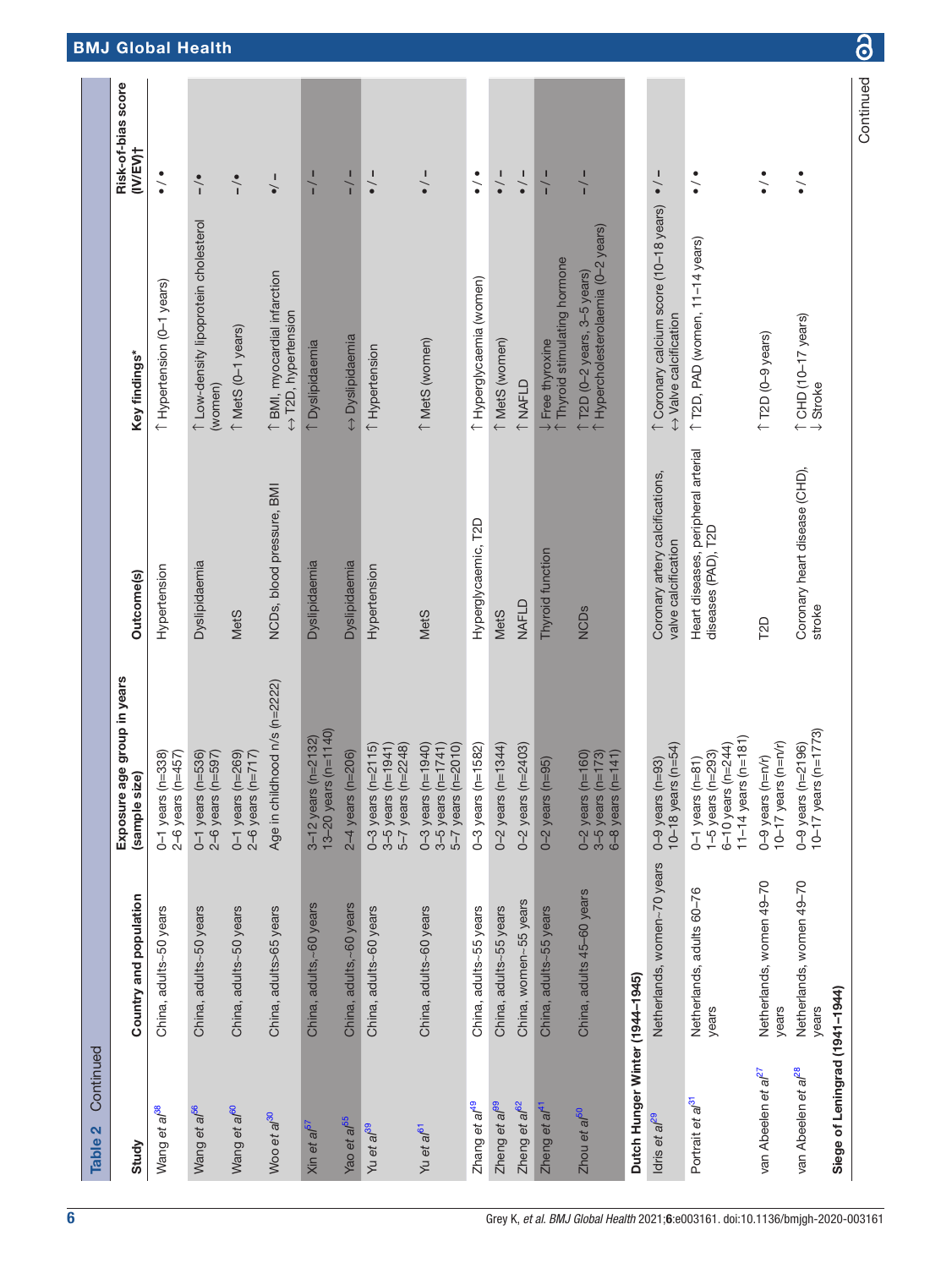**Table 2** Continued

| Study | Country and population | Exposure age group in years (sample size) | Outcome(s) | Key findings* | Risk-of-bias score (IV/EV)† |
|---|---|---|---|---|---|
| Wang *et al*[38] | China, adults~50 years | 0–1 years (n=338)<br>2–6 years (n=457) | Hypertension | ↑ Hypertension (0–1 years) | • / • |
| Wang *et al*[56] | China, adults~50 years | 0–1 years (n=536)<br>2–6 years (n=597) | Dyslipidaemia | ↑ Low-density lipoprotein cholesterol (women) | – / • |
| Wang *et al*[60] | China, adults~50 years | 0–1 years (n=269)<br>2–6 years (n=717) | MetS | ↑ MetS (0–1 years) | – / • |
| Woo *et al*[30] | China, adults~65 years | Age in childhood n/s (n=2222) | NCDs, blood pressure, BMI | ↑ BMI, myocardial infarction<br>↔ T2D, hypertension | • / – |
| Xin *et al*[57] | China, adults,~60 years | 3–12 years (n=2132)<br>13–20 years (n=1140) | Dyslipidaemia | ↑ Dyslipidaemia | – / – |
| Yao *et al*[55] | China, adults,~60 years | 2–4 years (n=206) | Dyslipidaemia | ↔ Dyslipidaemia | – / – |
| Yu *et al*[39] | China, adults~60 years | 0–3 years (n=2115)<br>3–5 years (n=1941)<br>5–7 years (n=2248) | Hypertension | ↑ Hypertension | • / – |
| Yu *et al*[61] | China, adults~60 years | 0–3 years (n=1940)<br>3–5 years (n=1741)<br>5–7 years (n=2010) | MetS | ↑ MetS (women) | • / – |
| Zhang *et al*[49] | China, adults~55 years | 0–3 years (n=1582) | Hyperglycaemic, T2D | ↑ Hyperglycaemia (women) | • / • |
| Zheng *et al*[59] | China, adults~55 years | 0–2 years (n=1344) | MetS | ↑ MetS (women) | • / – |
| Zheng *et al*[62] | China, women~55 years | 0–2 years (n=2403) | NAFLD | ↑ NAFLD | • / – |
| Zheng *et al*[41] | China, adults~55 years | 0–2 years (n=95) | Thyroid function | ↓ Free thyroxine<br>↑ Thyroid stimulating hormone | – / – |
| Zhou *et al*[50] | China, adults 45–60 years | 0–2 years (n=160)<br>3–5 years (n=173)<br>6–8 years (n=141) | NCDs | ↑ T2D (0–2 years, 3–5 years)<br>↑ Hypercholesterolaemia (0–2 years) | – / – |
| **Dutch Hunger Winter (1944–1945)** | | | | | |
| Idris *et al*[29] | Netherlands, women~70 years | 0–9 years (n=93)<br>10–18 years (n=54) | Coronary artery calcifications, valve calcification | ↑ Coronary calcium score (10–18 years)<br>↔ Valve calcification | • / – |
| Portrait *et al*[31] | Netherlands, adults 60–76 years | 0–1 years (n=81)<br>1–5 years (n=293)<br>6–10 years (n=244)<br>11–14 years (n=181) | Heart diseases, peripheral arterial diseases (PAD), T2D | ↑ T2D, PAD (women, 11–14 years) | • / • |
| van Abeelen *et al*[27] | Netherlands, women 49–70 years | 0–9 years (n=n/r)<br>10–17 years (n=n/r) | T2D | ↑ T2D (0–9 years) | • / • |
| van Abeelen *et al*[28] | Netherlands, women 49–70 years | 0–9 years (n=2196)<br>10–17 years (n=1773) | Coronary heart disease (CHD), stroke | ↑ CHD (10–17 years)<br>↓ Stroke | • / • |
| **Siege of Leningrad (1941–1944)** | | | | | |

Continued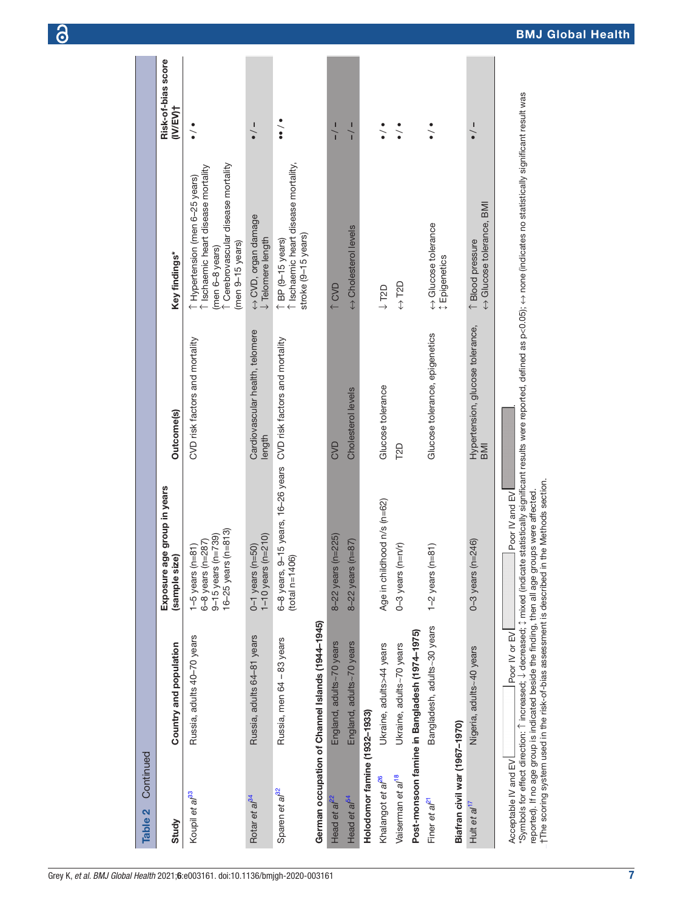**Table 2 Continued**

| Study | Country and population | Exposure age group in years (sample size) | Outcome(s) | Key findings* | Risk-of-bias score (IV/EV)† |
|---|---|---|---|---|---|
| Koupil *et al*[33] | Russia, adults 40–70 years | 1–5 years (n=81)<br>6–8 years (n=287)<br>9–15 years (n=739)<br>16–25 years (n=813) | CVD risk factors and mortality | ↑ Hypertension (men 6–25 years)<br>↑ Ischaemic heart disease mortality (men 6–8 years)<br>↑ Cerebrovascular disease mortality (men 9–15 years) | • / • |
| Rotar *et al*[34] | Russia, adults 64–81 years | 0–1 years (n=50)<br>1–10 years (n=210) | Cardiovascular health, telomere length | ↔ CVD, organ damage<br>↓ Telomere length | • / – |
| Sparen *et al*[32] | Russia, men 64 – 83 years | 6–8 years, 9–15 years, 16–26 years (total n=1406) | CVD risk factors and mortality | ↑ BP (9–15 years)<br>↑ Ischaemic heart disease mortality, stroke (9–15 years) | •• / • |
| **German occupation of Channel Islands (1944–1945)** | | | | | |
| Head *et al*[22] | England, adults~70 years | 8–22 years (n=225) | CVD | ↑ CVD | – / – |
| Head *et al*[54] | England, adults~70 years | 8–22 years (n=87) | Cholesterol levels | ↔ Cholesterol levels | – / – |
| **Holodomor famine (1932–1933)** | | | | | |
| Khalangot *et al*[26] | Ukraine, adults>44 years | Age in childhood n/s (n=62) | Glucose tolerance | ↓ T2D | • / • |
| Vaiserman *et al*[18] | Ukraine, adults~70 years | 0–3 years (n=n/r) | T2D | ↔ T2D | • / • |
| **Post-monsoon famine in Bangladesh (1974–1975)** | | | | | |
| Finer *et al*[21] | Bangladesh, adults~30 years | 1–2 years (n=81) | Glucose tolerance, epigenetics | ↔ Glucose tolerance<br>↕ Epigenetics | • / • |
| **Biafran civil war (1967–1970)** | | | | | |
| Hult *et al*[17] | Nigeria, adults~40 years | 0–3 years (n=246) | Hypertension, glucose tolerance, BMI | ↑ Blood pressure<br>↔ Glucose tolerance, BMI | • / – |

Acceptable IV and EV | Poor IV or EV | Poor IV and EV.

*Symbols for effect direction: ↑ increased; ↓ decreased; ↕ mixed (indicate statistically significant results were reported, defined as p<0.05); ↔ none (indicates no statistically significant result was reported). If no age group is indicated beside the finding, then all age groups were affected.

†The scoring system used in the risk-of-bias assessment is described in the Methods section.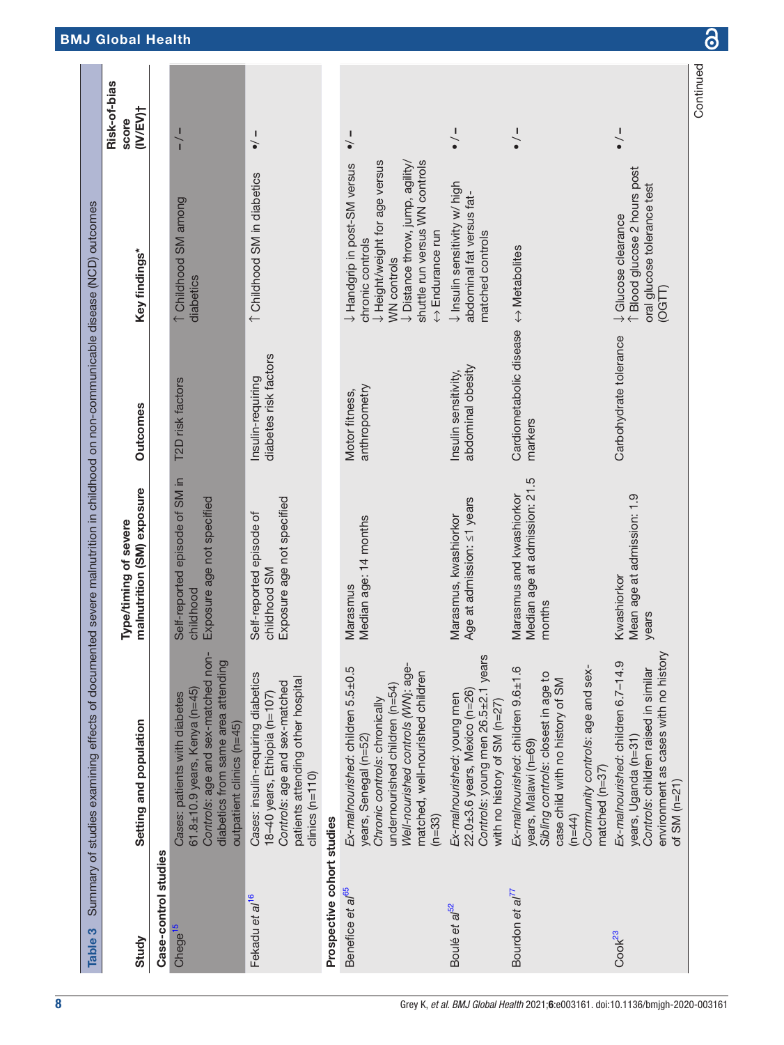**Table 3** Summary of studies examining effects of documented severe malnutrition in childhood on non-communicable disease (NCD) outcomes

| Study | Setting and population | Type/timing of severe malnutrition (SM) exposure | Outcomes | Key findings* | Risk-of-bias score (IV/EV)† |
|---|---|---|---|---|---|
| **Case-control studies** | | | | | |
| Chege[15] | *Cases*: patients with diabetes 61.8±10.9 years, Kenya (n=45)<br>*Controls*: age and sex-matched non-diabetics from same area attending outpatient clinics (n=45) | Self-reported episode of SM in childhood<br>Exposure age not specified | T2D risk factors | ↑ Childhood SM among diabetics | – / – |
| Fekadu *et al*[16] | *Cases*: insulin-requiring diabetics 18–40 years, Ethiopia (n=107)<br>*Controls*: age and sex-matched patients attending other hospital clinics (n=110) | Self-reported episode of childhood SM<br>Exposure age not specified | Insulin-requiring diabetes risk factors | ↑ Childhood SM in diabetics | • / – |
| **Prospective cohort studies** | | | | | |
| Benefice *et al*[65] | *Ex-malnourished*: children 5.5±0.5 years, Senegal (n=52)<br>*Chronic controls*: chronically undernourished children (n=54)<br>*Well-nourished controls (WN)*: age-matched, well-nourished children (n=33) | Marasmus<br>Median age: 14 months | Motor fitness, anthropometry | ↓ Handgrip in post-SM versus chronic controls<br>↓ Height/weight for age versus WN controls<br>↓ Distance throw, jump, agility/shuttle run versus WN controls<br>↔ Endurance run | • / – |
| Boulé *et al*[52] | *Ex-malnourished*: young men 22.0±3.6 years, Mexico (n=26)<br>*Controls*: young men 26.5±2.1 years with no history of SM (n=27) | Marasmus, kwashiorkor<br>Age at admission: ≤1 years | Insulin sensitivity, abdominal obesity | ↓ Insulin sensitivity w/ high abdominal fat versus fat-matched controls | • / – |
| Bourdon *et al*[77] | *Ex-malnourished*: children 9.6±1.6 years, Malawi (n=69)<br>*Sibling controls*: closest in age to case child with no history of SM (n=44)<br>*Community controls*: age and sex-matched (n=37) | Marasmus and kwashiorkor<br>Median age at admission: 21.5 months | Cardiometabolic disease markers | ↔ Metabolites | • / – |
| Cook[23] | *Ex-malnourished*: children 6.7–14.9 years, Uganda (n=31)<br>*Controls*: children raised in similar environment as cases with no history of SM (n=21) | Kwashiorkor<br>Mean age at admission: 1.9 years | Carbohydrate tolerance | ↓ Glucose clearance<br>↑ Blood glucose 2 hours post oral glucose tolerance test (OGTT) | • / – |

Continued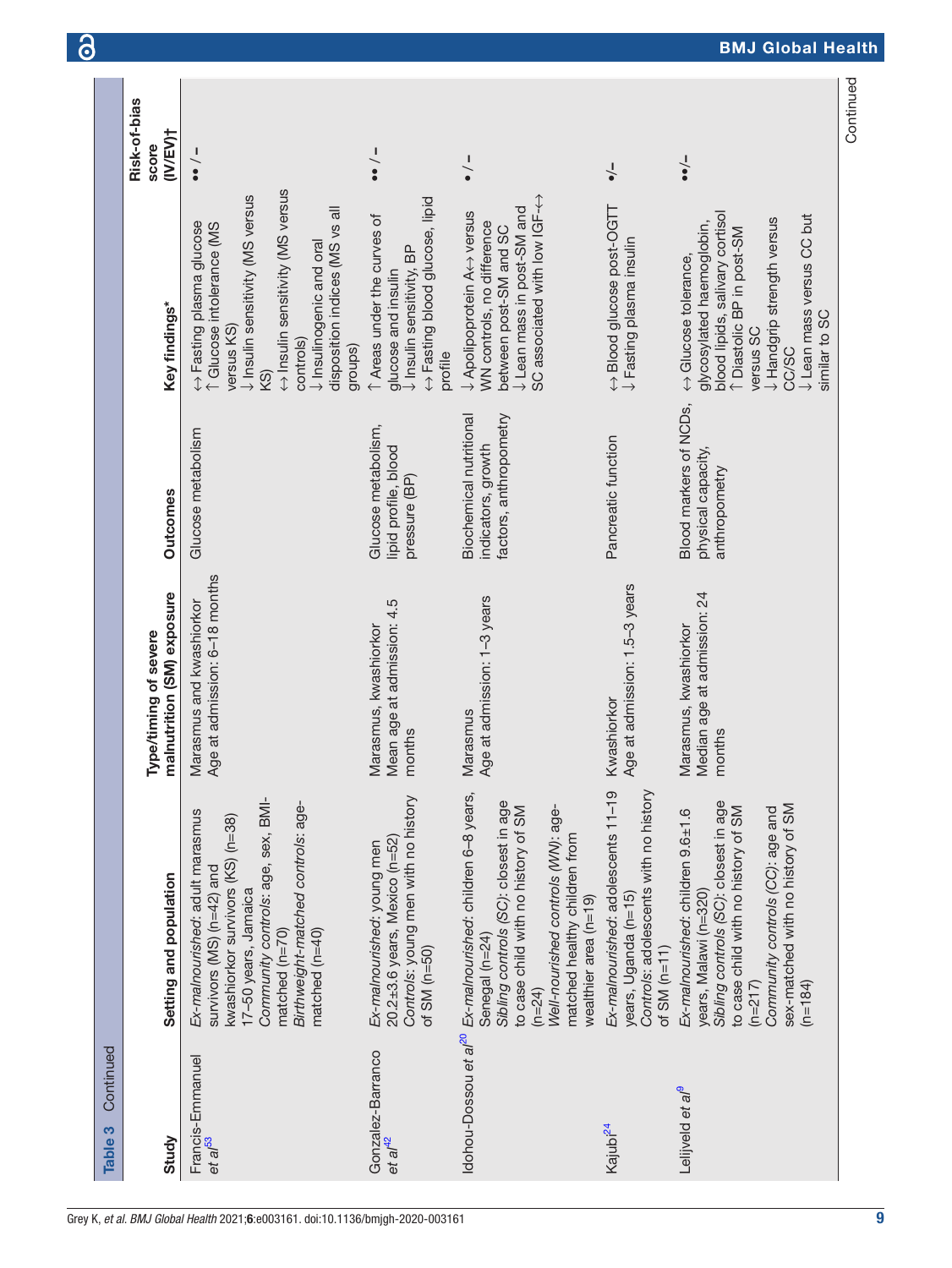**Table 3** Continued

| Study | Setting and population | Type/timing of severe malnutrition (SM) exposure | Outcomes | Key findings* | Risk-of-bias score (IV/EV)† |
|---|---|---|---|---|---|
| Francis-Emmanuel *et al*[53] | *Ex-malnourished*: adult marasmus survivors (MS) (n=42) and kwashiorkor survivors (KS) (n=38) 17–50 years, Jamaica<br>*Community controls*: age, sex, BMI-matched (n=70)<br>*Birthweight-matched controls*: age-matched (n=40) | Marasmus and kwashiorkor<br>Age at admission: 6–18 months | Glucose metabolism | ↔ Fasting plasma glucose<br>↑ Glucose intolerance (MS versus KS)<br>↓ Insulin sensitivity (MS versus KS)<br>↔ Insulin sensitivity (MS versus controls)<br>↓ Insulinogenic and oral disposition indices (MS vs all groups) | •• / – |
| Gonzalez-Barranco *et al*[42] | *Ex-malnourished*: young men 20.2±3.6 years, Mexico (n=52)<br>*Controls*: young men with no history of SM (n=50) | Marasmus, kwashiorkor<br>Mean age at admission: 4.5 months | Glucose metabolism, lipid profile, blood pressure (BP) | ↑ Areas under the curves of glucose and insulin<br>↓ Insulin sensitivity, BP<br>↔ Fasting blood glucose, lipid profile | •• / – |
| Idohou-Dossou *et al*[20] | *Ex-malnourished*: children 6–8 years, Senegal (n=24)<br>*Sibling controls (SC)*: closest in age to case child with no history of SM (n=24)<br>*Well-nourished controls (WN)*: age-matched healthy children from wealthier area (n=19) | Marasmus<br>Age at admission: 1–3 years | Biochemical nutritional indicators, growth factors, anthropometry | ↓ Apolipoprotein A↔ versus WN controls, no difference between post-SM and SC<br>↓ Lean mass in post-SM and SC associated with low IGF-↔ | • / – |
| Kajubi[24] | *Ex-malnourished*: adolescents 11–19 years, Uganda (n=15)<br>*Controls*: adolescents with no history of SM (n=11) | Kwashiorkor<br>Age at admission: 1.5–3 years | Pancreatic function | ↔ Blood glucose post-OGTT<br>↓ Fasting plasma insulin | •/– |
| Lelijveld *et al*[9] | *Ex-malnourished*: children 9.6±1.6 years, Malawi (n=320)<br>*Sibling controls (SC)*: closest in age to case child with no history of SM (n=217)<br>*Community controls (CC)*: age and sex-matched with no history of SM (n=184) | Marasmus, kwashiorkor<br>Median age at admission: 24 months | Blood markers of NCDs, physical capacity, anthropometry | ↔ Glucose tolerance, glycosylated haemoglobin, blood lipids, salivary cortisol<br>↑ Diastolic BP in post-SM versus SC<br>↓ Handgrip strength versus CC/SC<br>↓ Lean mass versus CC but similar to SC | ••/– |

Continued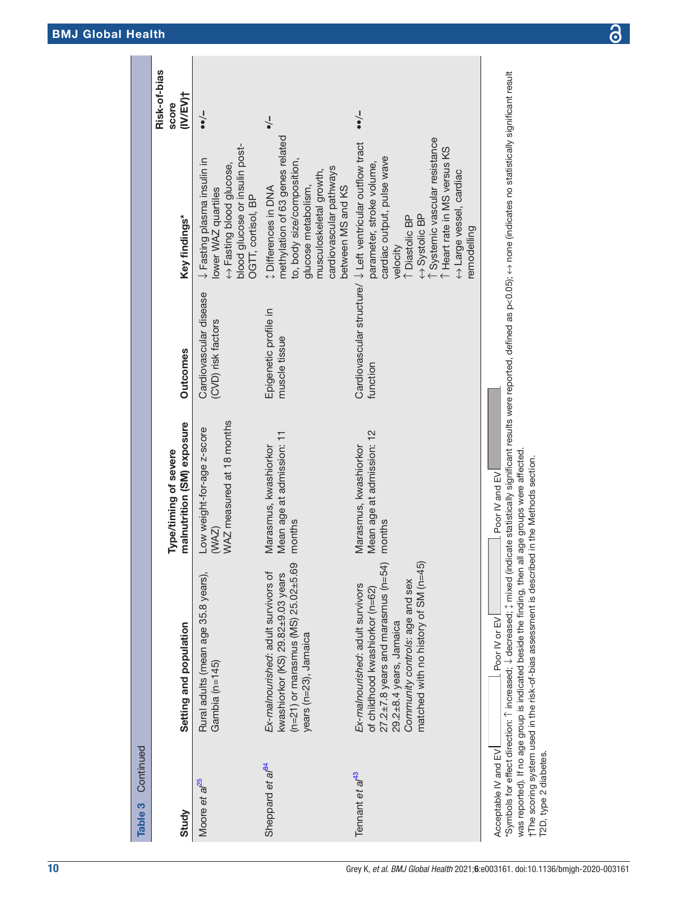**Table 3** Continued

| Study | Setting and population | Type/timing of severe malnutrition (SM) exposure | Outcomes | Key findings* | Risk-of-bias score (IV/EV)† |
|---|---|---|---|---|---|
| Moore *et al*[25] | Rural adults (mean age 35.8 years), Gambia (n=145) | Low weight-for-age z-score (WAZ)<br>WAZ measured at 18 months | Cardiovascular disease (CVD) risk factors | ↓ Fasting plasma insulin in lower WAZ quartiles<br>↔ Fasting blood glucose, blood glucose or insulin post-OGTT, cortisol, BP | ••/– |
| Sheppard *et al*[84] | *Ex-malnourished*: adult survivors of kwashiorkor (KS) 29.82±9.03 years (n=21) or marasmus (MS) 25.02±5.69 years (n=23), Jamaica | Marasmus, kwashiorkor<br>Mean age at admission: 11 months | Epigenetic profile in muscle tissue | ↕ Differences in DNA methylation of 63 genes related to, body size/composition, glucose metabolism, musculoskeletal growth, cardiovascular pathways between MS and KS | •/– |
| Tennant *et al*[43] | *Ex-malnourished*: adult survivors of childhood kwashiorkor (n=62) 27.2±7.8 years and marasmus (n=54) 29.2±8.4 years, Jamaica<br>*Community controls*: age and sex matched with no history of SM (n=45) | Marasmus, kwashiorkor<br>Mean age at admission: 12 months | Cardiovascular structure/function | ↓ Left ventricular outflow tract parameter, stroke volume, cardiac output, pulse wave velocity<br>↑ Diastolic BP<br>↔ Systolic BP<br>↑ Systemic vascular resistance<br>↑ Heart rate in MS versus KS<br>↔ Large vessel, cardiac remodelling | ••/– |

Acceptable IV and EV ; Poor IV or EV ; Poor IV and EV .

*Symbols for effect direction: ↑ increased; ↓ decreased; ↕ mixed (indicate statistically significant results were reported, defined as p<0.05); ↔ none (indicates no statistically significant result was reported). If no age group is indicated beside the finding, then all age groups were affected.

†The scoring system used in the risk-of-bias assessment is described in the Methods section.

T2D, type 2 diabetes.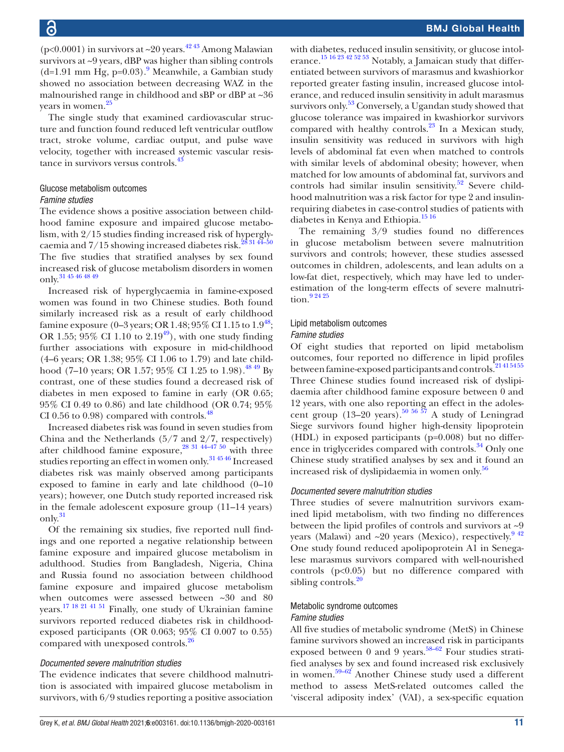(p<0.0001) in survivors at ~20 years.[42 43] Among Malawian survivors at ~9 years, dBP was higher than sibling controls (d=1.91 mm Hg, p=0.03).[9] Meanwhile, a Gambian study showed no association between decreasing WAZ in the malnourished range in childhood and sBP or dBP at ~36 years in women.[25]

The single study that examined cardiovascular structure and function found reduced left ventricular outflow tract, stroke volume, cardiac output, and pulse wave velocity, together with increased systemic vascular resistance in survivors versus controls.[43]

### Glucose metabolism outcomes

#### *Famine studies*

The evidence shows a positive association between childhood famine exposure and impaired glucose metabolism, with 2/15 studies finding increased risk of hyperglycaemia and 7/15 showing increased diabetes risk.[28 31 44–50] The five studies that stratified analyses by sex found increased risk of glucose metabolism disorders in women only.[31 45 46 48 49]

Increased risk of hyperglycaemia in famine-exposed women was found in two Chinese studies. Both found similarly increased risk as a result of early childhood famine exposure (0–3 years; OR 1.48; 95% CI 1.15 to 1.9[48]; OR 1.55; 95% CI 1.10 to 2.19[49]), with one study finding further associations with exposure in mid-childhood (4–6 years; OR 1.38; 95% CI 1.06 to 1.79) and late childhood (7–10 years; OR 1.57; 95% CI 1.25 to 1.98).[48 49] By contrast, one of these studies found a decreased risk of diabetes in men exposed to famine in early (OR 0.65; 95% CI 0.49 to 0.86) and late childhood (OR 0.74; 95% CI 0.56 to 0.98) compared with controls.[48]

Increased diabetes risk was found in seven studies from China and the Netherlands (5/7 and 2/7, respectively) after childhood famine exposure,[28 31 44–47 50] with three studies reporting an effect in women only.[31 45 46] Increased diabetes risk was mainly observed among participants exposed to famine in early and late childhood (0–10 years); however, one Dutch study reported increased risk in the female adolescent exposure group (11–14 years) only.[31]

Of the remaining six studies, five reported null findings and one reported a negative relationship between famine exposure and impaired glucose metabolism in adulthood. Studies from Bangladesh, Nigeria, China and Russia found no association between childhood famine exposure and impaired glucose metabolism when outcomes were assessed between ~30 and 80 years.[17 18 21 41 51] Finally, one study of Ukrainian famine survivors reported reduced diabetes risk in childhood-exposed participants (OR 0.063; 95% CI 0.007 to 0.55) compared with unexposed controls.[26]

#### *Documented severe malnutrition studies*

The evidence indicates that severe childhood malnutrition is associated with impaired glucose metabolism in survivors, with 6/9 studies reporting a positive association with diabetes, reduced insulin sensitivity, or glucose intolerance.[15 16 23 42 52 53] Notably, a Jamaican study that differentiated between survivors of marasmus and kwashiorkor reported greater fasting insulin, increased glucose intolerance, and reduced insulin sensitivity in adult marasmus survivors only.[53] Conversely, a Ugandan study showed that glucose tolerance was impaired in kwashiorkor survivors compared with healthy controls.[23] In a Mexican study, insulin sensitivity was reduced in survivors with high levels of abdominal fat even when matched to controls with similar levels of abdominal obesity; however, when matched for low amounts of abdominal fat, survivors and controls had similar insulin sensitivity.[52] Severe childhood malnutrition was a risk factor for type 2 and insulin-requiring diabetes in case-control studies of patients with diabetes in Kenya and Ethiopia.[15 16]

The remaining 3/9 studies found no differences in glucose metabolism between severe malnutrition survivors and controls; however, these studies assessed outcomes in children, adolescents, and lean adults on a low-fat diet, respectively, which may have led to underestimation of the long-term effects of severe malnutrition.[9 24 25]

### Lipid metabolism outcomes

#### *Famine studies*

Of eight studies that reported on lipid metabolism outcomes, four reported no difference in lipid profiles between famine-exposed participants and controls.[21 41 54 55] Three Chinese studies found increased risk of dyslipidaemia after childhood famine exposure between 0 and 12 years, with one also reporting an effect in the adolescent group (13–20 years).[50 56 57] A study of Leningrad Siege survivors found higher high-density lipoprotein (HDL) in exposed participants (p=0.008) but no difference in triglycerides compared with controls.[34] Only one Chinese study stratified analyses by sex and it found an increased risk of dyslipidaemia in women only.[56]

#### *Documented severe malnutrition studies*

Three studies of severe malnutrition survivors examined lipid metabolism, with two finding no differences between the lipid profiles of controls and survivors at ~9 years (Malawi) and ~20 years (Mexico), respectively.[9 42] One study found reduced apolipoprotein A1 in Senegalese marasmus survivors compared with well-nourished controls (p<0.05) but no difference compared with sibling controls.[20]

### Metabolic syndrome outcomes

#### *Famine studies*

All five studies of metabolic syndrome (MetS) in Chinese famine survivors showed an increased risk in participants exposed between 0 and 9 years.[58–62] Four studies stratified analyses by sex and found increased risk exclusively in women.[59–62] Another Chinese study used a different method to assess MetS-related outcomes called the 'visceral adiposity index' (VAI), a sex-specific equation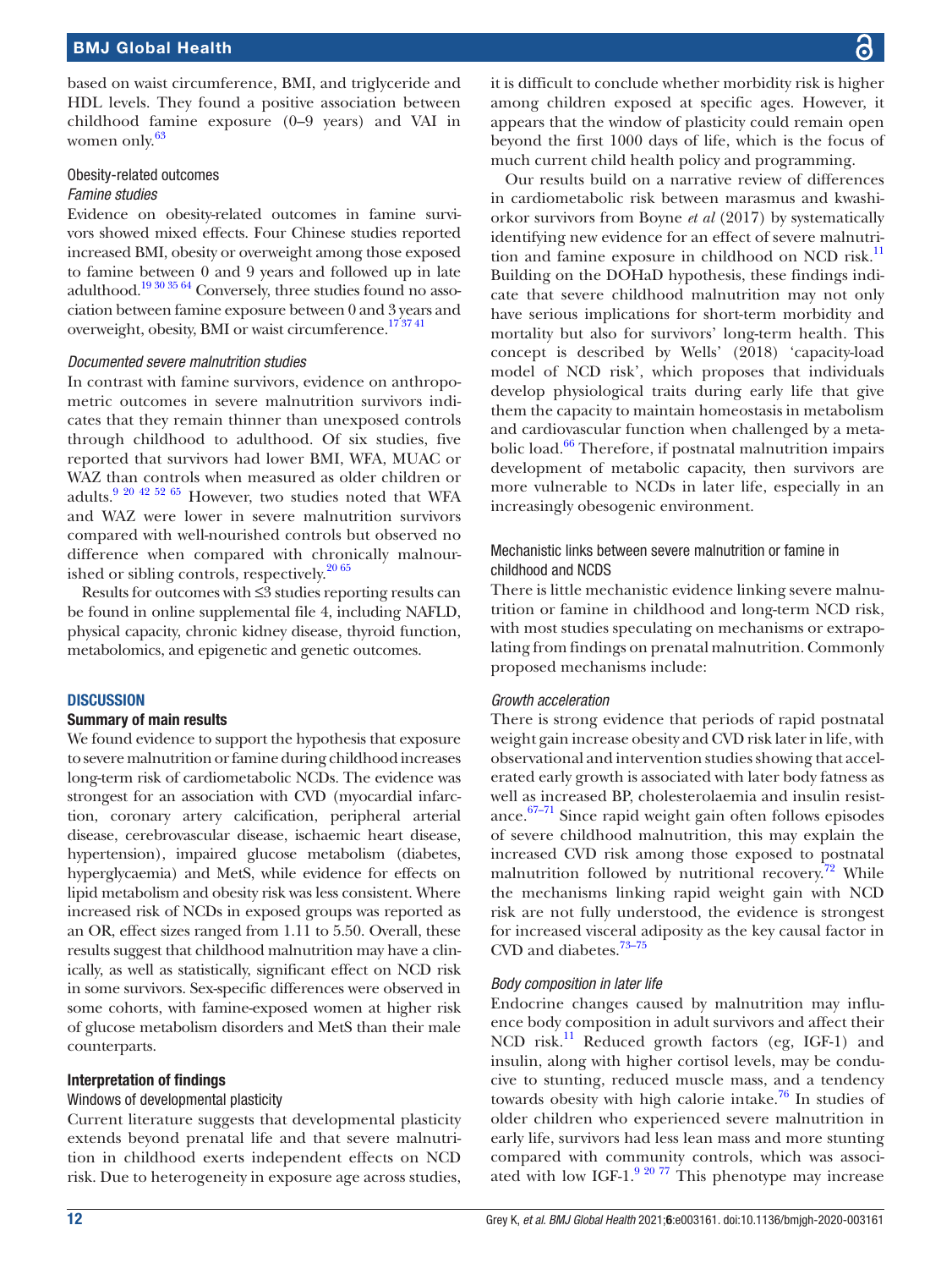based on waist circumference, BMI, and triglyceride and HDL levels. They found a positive association between childhood famine exposure (0–9 years) and VAI in women only.[63]

### Obesity-related outcomes

#### *Famine studies*

Evidence on obesity-related outcomes in famine survivors showed mixed effects. Four Chinese studies reported increased BMI, obesity or overweight among those exposed to famine between 0 and 9 years and followed up in late adulthood.[19 30 35 64] Conversely, three studies found no association between famine exposure between 0 and 3 years and overweight, obesity, BMI or waist circumference.[17 37 41]

#### *Documented severe malnutrition studies*

In contrast with famine survivors, evidence on anthropometric outcomes in severe malnutrition survivors indicates that they remain thinner than unexposed controls through childhood to adulthood. Of six studies, five reported that survivors had lower BMI, WFA, MUAC or WAZ than controls when measured as older children or adults.[9 20 42 52 65] However, two studies noted that WFA and WAZ were lower in severe malnutrition survivors compared with well-nourished controls but observed no difference when compared with chronically malnourished or sibling controls, respectively.[20 65]

Results for outcomes with ≤3 studies reporting results can be found in online supplemental file 4, including NAFLD, physical capacity, chronic kidney disease, thyroid function, metabolomics, and epigenetic and genetic outcomes.

## DISCUSSION

### Summary of main results

We found evidence to support the hypothesis that exposure to severe malnutrition or famine during childhood increases long-term risk of cardiometabolic NCDs. The evidence was strongest for an association with CVD (myocardial infarction, coronary artery calcification, peripheral arterial disease, cerebrovascular disease, ischaemic heart disease, hypertension), impaired glucose metabolism (diabetes, hyperglycaemia) and MetS, while evidence for effects on lipid metabolism and obesity risk was less consistent. Where increased risk of NCDs in exposed groups was reported as an OR, effect sizes ranged from 1.11 to 5.50. Overall, these results suggest that childhood malnutrition may have a clinically, as well as statistically, significant effect on NCD risk in some survivors. Sex-specific differences were observed in some cohorts, with famine-exposed women at higher risk of glucose metabolism disorders and MetS than their male counterparts.

### Interpretation of findings

#### Windows of developmental plasticity

Current literature suggests that developmental plasticity extends beyond prenatal life and that severe malnutrition in childhood exerts independent effects on NCD risk. Due to heterogeneity in exposure age across studies, it is difficult to conclude whether morbidity risk is higher among children exposed at specific ages. However, it appears that the window of plasticity could remain open beyond the first 1000 days of life, which is the focus of much current child health policy and programming.

Our results build on a narrative review of differences in cardiometabolic risk between marasmus and kwashiorkor survivors from Boyne *et al* (2017) by systematically identifying new evidence for an effect of severe malnutrition and famine exposure in childhood on NCD risk.[11] Building on the DOHaD hypothesis, these findings indicate that severe childhood malnutrition may not only have serious implications for short-term morbidity and mortality but also for survivors' long-term health. This concept is described by Wells' (2018) 'capacity-load model of NCD risk', which proposes that individuals develop physiological traits during early life that give them the capacity to maintain homeostasis in metabolism and cardiovascular function when challenged by a metabolic load.[66] Therefore, if postnatal malnutrition impairs development of metabolic capacity, then survivors are more vulnerable to NCDs in later life, especially in an increasingly obesogenic environment.

#### Mechanistic links between severe malnutrition or famine in childhood and NCDS

There is little mechanistic evidence linking severe malnutrition or famine in childhood and long-term NCD risk, with most studies speculating on mechanisms or extrapolating from findings on prenatal malnutrition. Commonly proposed mechanisms include:

#### *Growth acceleration*

There is strong evidence that periods of rapid postnatal weight gain increase obesity and CVD risk later in life, with observational and intervention studies showing that accelerated early growth is associated with later body fatness as well as increased BP, cholesterolaemia and insulin resistance.[67–71] Since rapid weight gain often follows episodes of severe childhood malnutrition, this may explain the increased CVD risk among those exposed to postnatal malnutrition followed by nutritional recovery.[72] While the mechanisms linking rapid weight gain with NCD risk are not fully understood, the evidence is strongest for increased visceral adiposity as the key causal factor in CVD and diabetes.[73–75]

#### *Body composition in later life*

Endocrine changes caused by malnutrition may influence body composition in adult survivors and affect their NCD risk.[11] Reduced growth factors (eg, IGF-1) and insulin, along with higher cortisol levels, may be conducive to stunting, reduced muscle mass, and a tendency towards obesity with high calorie intake.[76] In studies of older children who experienced severe malnutrition in early life, survivors had less lean mass and more stunting compared with community controls, which was associated with low IGF-1.[9 20 77] This phenotype may increase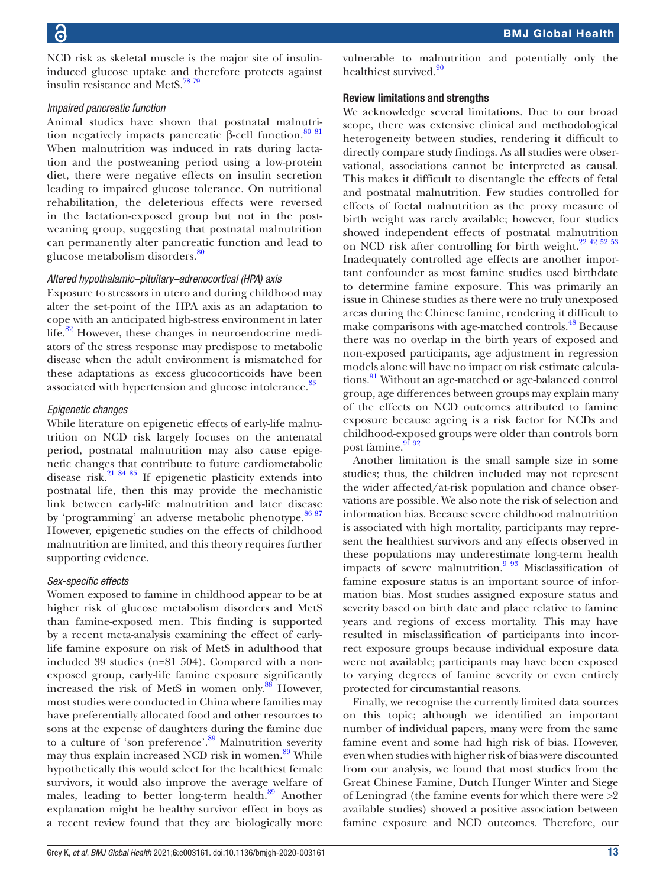NCD risk as skeletal muscle is the major site of insulin-induced glucose uptake and therefore protects against insulin resistance and MetS.[78,79]

*Impaired pancreatic function*

Animal studies have shown that postnatal malnutrition negatively impacts pancreatic β-cell function.[80,81] When malnutrition was induced in rats during lactation and the postweaning period using a low-protein diet, there were negative effects on insulin secretion leading to impaired glucose tolerance. On nutritional rehabilitation, the deleterious effects were reversed in the lactation-exposed group but not in the postweaning group, suggesting that postnatal malnutrition can permanently alter pancreatic function and lead to glucose metabolism disorders.[80]

*Altered hypothalamic–pituitary–adrenocortical (HPA) axis*

Exposure to stressors in utero and during childhood may alter the set-point of the HPA axis as an adaptation to cope with an anticipated high-stress environment in later life.[82] However, these changes in neuroendocrine mediators of the stress response may predispose to metabolic disease when the adult environment is mismatched for these adaptations as excess glucocorticoids have been associated with hypertension and glucose intolerance.[83]

*Epigenetic changes*

While literature on epigenetic effects of early-life malnutrition on NCD risk largely focuses on the antenatal period, postnatal malnutrition may also cause epigenetic changes that contribute to future cardiometabolic disease risk.[21,84,85] If epigenetic plasticity extends into postnatal life, then this may provide the mechanistic link between early-life malnutrition and later disease by 'programming' an adverse metabolic phenotype.[86,87] However, epigenetic studies on the effects of childhood malnutrition are limited, and this theory requires further supporting evidence.

*Sex-specific effects*

Women exposed to famine in childhood appear to be at higher risk of glucose metabolism disorders and MetS than famine-exposed men. This finding is supported by a recent meta-analysis examining the effect of early-life famine exposure on risk of MetS in adulthood that included 39 studies (n=81 504). Compared with a non-exposed group, early-life famine exposure significantly increased the risk of MetS in women only.[88] However, most studies were conducted in China where families may have preferentially allocated food and other resources to sons at the expense of daughters during the famine due to a culture of 'son preference'.[89] Malnutrition severity may thus explain increased NCD risk in women.[89] While hypothetically this would select for the healthiest female survivors, it would also improve the average welfare of males, leading to better long-term health.[89] Another explanation might be healthy survivor effect in boys as a recent review found that they are biologically more vulnerable to malnutrition and potentially only the healthiest survived.[90]

### Review limitations and strengths

We acknowledge several limitations. Due to our broad scope, there was extensive clinical and methodological heterogeneity between studies, rendering it difficult to directly compare study findings. As all studies were observational, associations cannot be interpreted as causal. This makes it difficult to disentangle the effects of fetal and postnatal malnutrition. Few studies controlled for effects of foetal malnutrition as the proxy measure of birth weight was rarely available; however, four studies showed independent effects of postnatal malnutrition on NCD risk after controlling for birth weight.[22,42,52,53] Inadequately controlled age effects are another important confounder as most famine studies used birthdate to determine famine exposure. This was primarily an issue in Chinese studies as there were no truly unexposed areas during the Chinese famine, rendering it difficult to make comparisons with age-matched controls.[48] Because there was no overlap in the birth years of exposed and non-exposed participants, age adjustment in regression models alone will have no impact on risk estimate calculations.[91] Without an age-matched or age-balanced control group, age differences between groups may explain many of the effects on NCD outcomes attributed to famine exposure because ageing is a risk factor for NCDs and childhood-exposed groups were older than controls born post famine.[91,92]

Another limitation is the small sample size in some studies; thus, the children included may not represent the wider affected/at-risk population and chance observations are possible. We also note the risk of selection and information bias. Because severe childhood malnutrition is associated with high mortality, participants may represent the healthiest survivors and any effects observed in these populations may underestimate long-term health impacts of severe malnutrition.[9,93] Misclassification of famine exposure status is an important source of information bias. Most studies assigned exposure status and severity based on birth date and place relative to famine years and regions of excess mortality. This may have resulted in misclassification of participants into incorrect exposure groups because individual exposure data were not available; participants may have been exposed to varying degrees of famine severity or even entirely protected for circumstantial reasons.

Finally, we recognise the currently limited data sources on this topic; although we identified an important number of individual papers, many were from the same famine event and some had high risk of bias. However, even when studies with higher risk of bias were discounted from our analysis, we found that most studies from the Great Chinese Famine, Dutch Hunger Winter and Siege of Leningrad (the famine events for which there were >2 available studies) showed a positive association between famine exposure and NCD outcomes. Therefore, our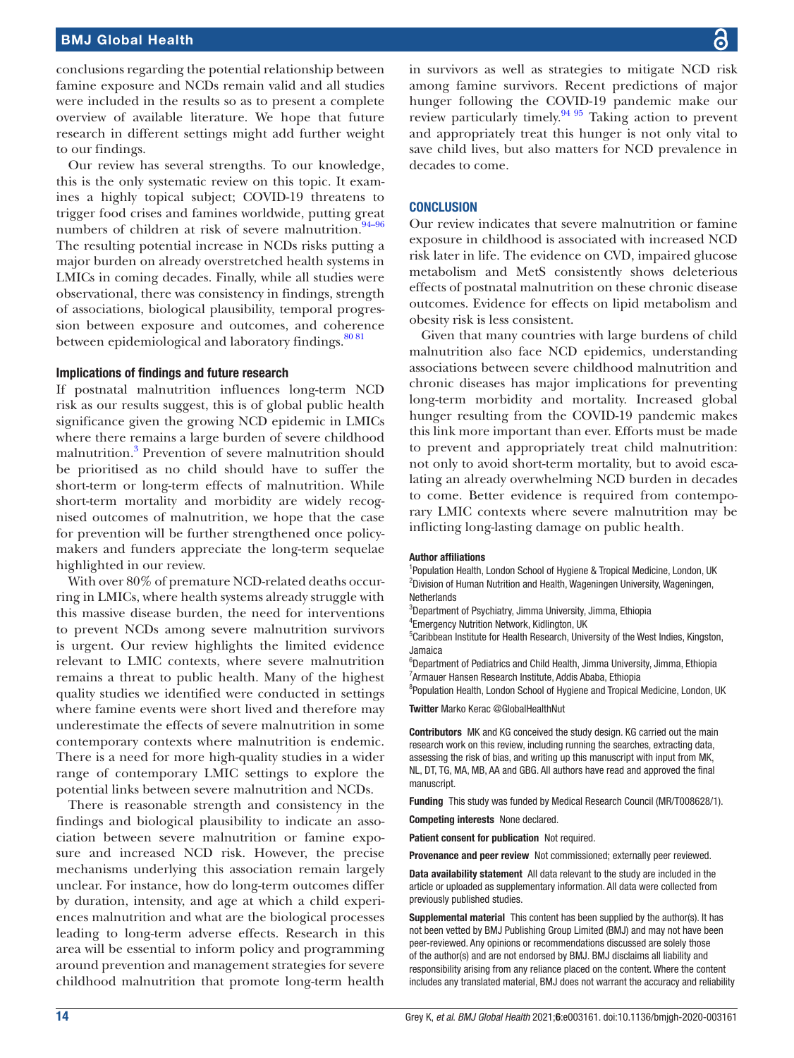conclusions regarding the potential relationship between famine exposure and NCDs remain valid and all studies were included in the results so as to present a complete overview of available literature. We hope that future research in different settings might add further weight to our findings.

Our review has several strengths. To our knowledge, this is the only systematic review on this topic. It examines a highly topical subject; COVID-19 threatens to trigger food crises and famines worldwide, putting great numbers of children at risk of severe malnutrition.[94–96] The resulting potential increase in NCDs risks putting a major burden on already overstretched health systems in LMICs in coming decades. Finally, while all studies were observational, there was consistency in findings, strength of associations, biological plausibility, temporal progression between exposure and outcomes, and coherence between epidemiological and laboratory findings.[80 81]

### Implications of findings and future research

If postnatal malnutrition influences long-term NCD risk as our results suggest, this is of global public health significance given the growing NCD epidemic in LMICs where there remains a large burden of severe childhood malnutrition.[3] Prevention of severe malnutrition should be prioritised as no child should have to suffer the short-term or long-term effects of malnutrition. While short-term mortality and morbidity are widely recognised outcomes of malnutrition, we hope that the case for prevention will be further strengthened once policymakers and funders appreciate the long-term sequelae highlighted in our review.

With over 80% of premature NCD-related deaths occurring in LMICs, where health systems already struggle with this massive disease burden, the need for interventions to prevent NCDs among severe malnutrition survivors is urgent. Our review highlights the limited evidence relevant to LMIC contexts, where severe malnutrition remains a threat to public health. Many of the highest quality studies we identified were conducted in settings where famine events were short lived and therefore may underestimate the effects of severe malnutrition in some contemporary contexts where malnutrition is endemic. There is a need for more high-quality studies in a wider range of contemporary LMIC settings to explore the potential links between severe malnutrition and NCDs.

There is reasonable strength and consistency in the findings and biological plausibility to indicate an association between severe malnutrition or famine exposure and increased NCD risk. However, the precise mechanisms underlying this association remain largely unclear. For instance, how do long-term outcomes differ by duration, intensity, and age at which a child experiences malnutrition and what are the biological processes leading to long-term adverse effects. Research in this area will be essential to inform policy and programming around prevention and management strategies for severe childhood malnutrition that promote long-term health in survivors as well as strategies to mitigate NCD risk among famine survivors. Recent predictions of major hunger following the COVID-19 pandemic make our review particularly timely.[94 95] Taking action to prevent and appropriately treat this hunger is not only vital to save child lives, but also matters for NCD prevalence in decades to come.

## CONCLUSION

Our review indicates that severe malnutrition or famine exposure in childhood is associated with increased NCD risk later in life. The evidence on CVD, impaired glucose metabolism and MetS consistently shows deleterious effects of postnatal malnutrition on these chronic disease outcomes. Evidence for effects on lipid metabolism and obesity risk is less consistent.

Given that many countries with large burdens of child malnutrition also face NCD epidemics, understanding associations between severe childhood malnutrition and chronic diseases has major implications for preventing long-term morbidity and mortality. Increased global hunger resulting from the COVID-19 pandemic makes this link more important than ever. Efforts must be made to prevent and appropriately treat child malnutrition: not only to avoid short-term mortality, but to avoid escalating an already overwhelming NCD burden in decades to come. Better evidence is required from contemporary LMIC contexts where severe malnutrition may be inflicting long-lasting damage on public health.

**Author affiliations**

[1]Population Health, London School of Hygiene & Tropical Medicine, London, UK
[2]Division of Human Nutrition and Health, Wageningen University, Wageningen, Netherlands
[3]Department of Psychiatry, Jimma University, Jimma, Ethiopia
[4]Emergency Nutrition Network, Kidlington, UK
[5]Caribbean Institute for Health Research, University of the West Indies, Kingston, Jamaica
[6]Department of Pediatrics and Child Health, Jimma University, Jimma, Ethiopia
[7]Armauer Hansen Research Institute, Addis Ababa, Ethiopia
[8]Population Health, London School of Hygiene and Tropical Medicine, London, UK

**Twitter** Marko Kerac @GlobalHealthNut

**Contributors** MK and KG conceived the study design. KG carried out the main research work on this review, including running the searches, extracting data, assessing the risk of bias, and writing up this manuscript with input from MK, NL, DT, TG, MA, MB, AA and GBG. All authors have read and approved the final manuscript.

**Funding** This study was funded by Medical Research Council (MR/T008628/1).

**Competing interests** None declared.

**Patient consent for publication** Not required.

**Provenance and peer review** Not commissioned; externally peer reviewed.

**Data availability statement** All data relevant to the study are included in the article or uploaded as supplementary information. All data were collected from previously published studies.

**Supplemental material** This content has been supplied by the author(s). It has not been vetted by BMJ Publishing Group Limited (BMJ) and may not have been peer-reviewed. Any opinions or recommendations discussed are solely those of the author(s) and are not endorsed by BMJ. BMJ disclaims all liability and responsibility arising from any reliance placed on the content. Where the content includes any translated material, BMJ does not warrant the accuracy and reliability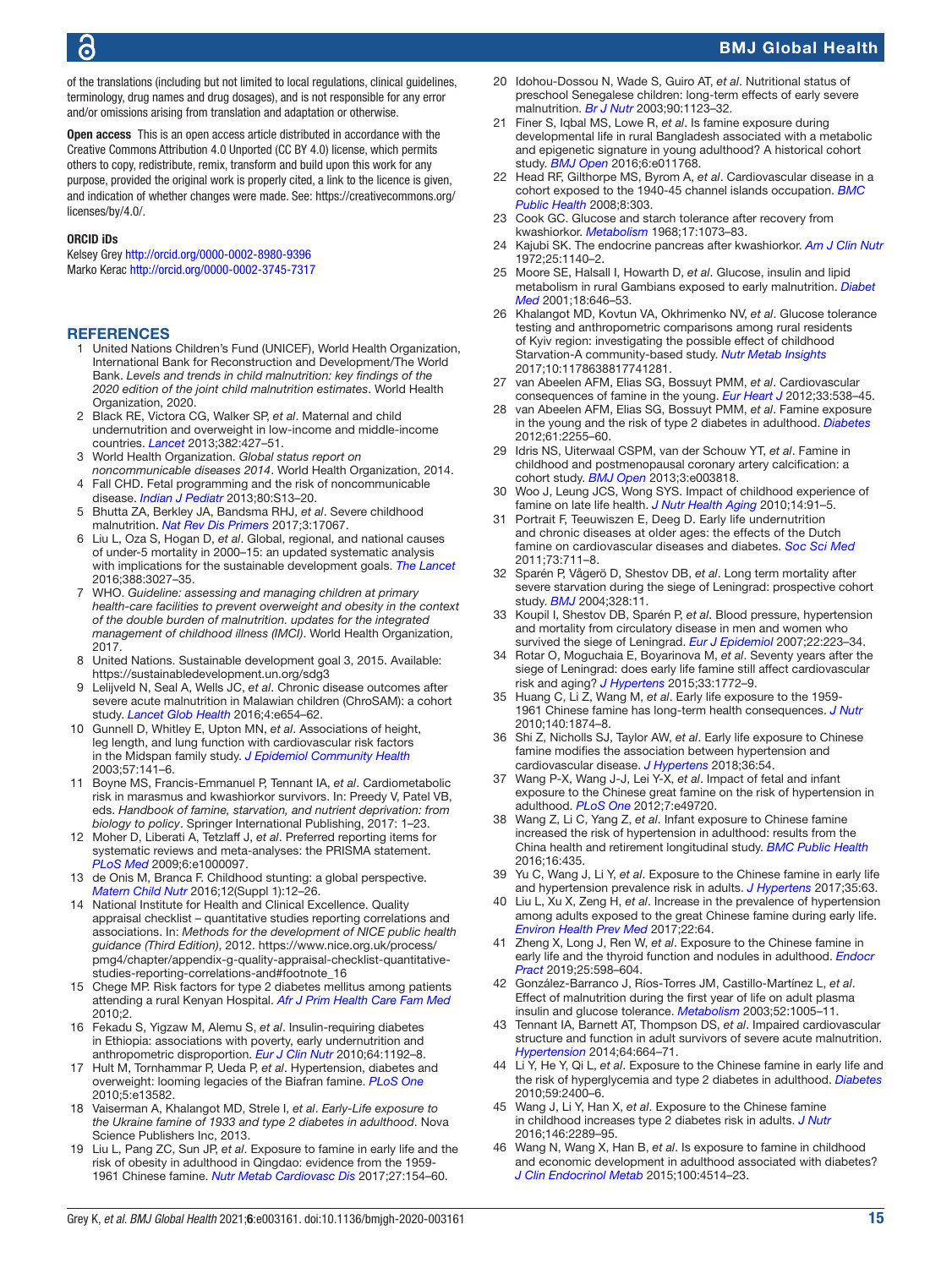of the translations (including but not limited to local regulations, clinical guidelines, terminology, drug names and drug dosages), and is not responsible for any error and/or omissions arising from translation and adaptation or otherwise.

**Open access** This is an open access article distributed in accordance with the Creative Commons Attribution 4.0 Unported (CC BY 4.0) license, which permits others to copy, redistribute, remix, transform and build upon this work for any purpose, provided the original work is properly cited, a link to the licence is given, and indication of whether changes were made. See: https://creativecommons.org/licenses/by/4.0/.

**ORCID iDs**

Kelsey Grey http://orcid.org/0000-0002-8980-9396
Marko Kerac http://orcid.org/0000-0002-3745-7317

## REFERENCES

1. United Nations Children's Fund (UNICEF), World Health Organization, International Bank for Reconstruction and Development/The World Bank. *Levels and trends in child malnutrition: key findings of the 2020 edition of the joint child malnutrition estimates*. World Health Organization, 2020.
2. Black RE, Victora CG, Walker SP, *et al*. Maternal and child undernutrition and overweight in low-income and middle-income countries. *Lancet* 2013;382:427–51.
3. World Health Organization. *Global status report on noncommunicable diseases 2014*. World Health Organization, 2014.
4. Fall CHD. Fetal programming and the risk of noncommunicable disease. *Indian J Pediatr* 2013;80:S13–20.
5. Bhutta ZA, Berkley JA, Bandsma RHJ, *et al*. Severe childhood malnutrition. *Nat Rev Dis Primers* 2017;3:17067.
6. Liu L, Oza S, Hogan D, *et al*. Global, regional, and national causes of under-5 mortality in 2000–15: an updated systematic analysis with implications for the sustainable development goals. *The Lancet* 2016;388:3027–35.
7. WHO. *Guideline: assessing and managing children at primary health-care facilities to prevent overweight and obesity in the context of the double burden of malnutrition. updates for the integrated management of childhood illness (IMCI)*. World Health Organization, 2017.
8. United Nations. Sustainable development goal 3, 2015. Available: https://sustainabledevelopment.un.org/sdg3
9. Lelijveld N, Seal A, Wells JC, *et al*. Chronic disease outcomes after severe acute malnutrition in Malawian children (ChroSAM): a cohort study. *Lancet Glob Health* 2016;4:e654–62.
10. Gunnell D, Whitley E, Upton MN, *et al*. Associations of height, leg length, and lung function with cardiovascular risk factors in the Midspan family study. *J Epidemiol Community Health* 2003;57:141–6.
11. Boyne MS, Francis-Emmanuel P, Tennant IA, *et al*. Cardiometabolic risk in marasmus and kwashiorkor survivors. In: Preedy V, Patel VB, eds. *Handbook of famine, starvation, and nutrient deprivation: from biology to policy*. Springer International Publishing, 2017: 1–23.
12. Moher D, Liberati A, Tetzlaff J, *et al*. Preferred reporting items for systematic reviews and meta-analyses: the PRISMA statement. *PLoS Med* 2009;6:e1000097.
13. de Onis M, Branca F. Childhood stunting: a global perspective. *Matern Child Nutr* 2016;12(Suppl 1):12–26.
14. National Institute for Health and Clinical Excellence. Quality appraisal checklist – quantitative studies reporting correlations and associations. In: *Methods for the development of NICE public health guidance (Third Edition)*, 2012. https://www.nice.org.uk/process/pmg4/chapter/appendix-g-quality-appraisal-checklist-quantitative-studies-reporting-correlations-and#footnote_16
15. Chege MP. Risk factors for type 2 diabetes mellitus among patients attending a rural Kenyan Hospital. *Afr J Prim Health Care Fam Med* 2010;2.
16. Fekadu S, Yigzaw M, Alemu S, *et al*. Insulin-requiring diabetes in Ethiopia: associations with poverty, early undernutrition and anthropometric disproportion. *Eur J Clin Nutr* 2010;64:1192–8.
17. Hult M, Tornhammar P, Ueda P, *et al*. Hypertension, diabetes and overweight: looming legacies of the Biafran famine. *PLoS One* 2010;5:e13582.
18. Vaiserman A, Khalangot MD, Strele I, *et al*. *Early-Life exposure to the Ukraine famine of 1933 and type 2 diabetes in adulthood*. Nova Science Publishers Inc, 2013.
19. Liu L, Pang ZC, Sun JP, *et al*. Exposure to famine in early life and the risk of obesity in adulthood in Qingdao: evidence from the 1959-1961 Chinese famine. *Nutr Metab Cardiovasc Dis* 2017;27:154–60.
20. Idohou-Dossou N, Wade S, Guiro AT, *et al*. Nutritional status of preschool Senegalese children: long-term effects of early severe malnutrition. *Br J Nutr* 2003;90:1123–32.
21. Finer S, Iqbal MS, Lowe R, *et al*. Is famine exposure during developmental life in rural Bangladesh associated with a metabolic and epigenetic signature in young adulthood? A historical cohort study. *BMJ Open* 2016;6:e011768.
22. Head RF, Gilthorpe MS, Byrom A, *et al*. Cardiovascular disease in a cohort exposed to the 1940-45 channel islands occupation. *BMC Public Health* 2008;8:303.
23. Cook GC. Glucose and starch tolerance after recovery from kwashiorkor. *Metabolism* 1968;17:1073–83.
24. Kajubi SK. The endocrine pancreas after kwashiorkor. *Am J Clin Nutr* 1972;25:1140–2.
25. Moore SE, Halsall I, Howarth D, *et al*. Glucose, insulin and lipid metabolism in rural Gambians exposed to early malnutrition. *Diabet Med* 2001;18:646–53.
26. Khalangot MD, Kovtun VA, Okhrimenko NV, *et al*. Glucose tolerance testing and anthropometric comparisons among rural residents of Kyiv region: investigating the possible effect of childhood Starvation-A community-based study. *Nutr Metab Insights* 2017;10:1178638817741281.
27. van Abeelen AFM, Elias SG, Bossuyt PMM, *et al*. Cardiovascular consequences of famine in the young. *Eur Heart J* 2012;33:538–45.
28. van Abeelen AFM, Elias SG, Bossuyt PMM, *et al*. Famine exposure in the young and the risk of type 2 diabetes in adulthood. *Diabetes* 2012;61:2255–60.
29. Idris NS, Uiterwaal CSPM, van der Schouw YT, *et al*. Famine in childhood and postmenopausal coronary artery calcification: a cohort study. *BMJ Open* 2013;3:e003818.
30. Woo J, Leung JCS, Wong SYS. Impact of childhood experience of famine on late life health. *J Nutr Health Aging* 2010;14:91–5.
31. Portrait F, Teeuwiszen E, Deeg D. Early life undernutrition and chronic diseases at older ages: the effects of the Dutch famine on cardiovascular diseases and diabetes. *Soc Sci Med* 2011;73:711–8.
32. Sparén P, Vågerö D, Shestov DB, *et al*. Long term mortality after severe starvation during the siege of Leningrad: prospective cohort study. *BMJ* 2004;328:11.
33. Koupil I, Shestov DB, Sparén P, *et al*. Blood pressure, hypertension and mortality from circulatory disease in men and women who survived the siege of Leningrad. *Eur J Epidemiol* 2007;22:223–34.
34. Rotar O, Moguchaia E, Boyarinova M, *et al*. Seventy years after the siege of Leningrad: does early life famine still affect cardiovascular risk and aging? *J Hypertens* 2015;33:1772–9.
35. Huang C, Li Z, Wang M, *et al*. Early life exposure to the 1959-1961 Chinese famine has long-term health consequences. *J Nutr* 2010;140:1874–8.
36. Shi Z, Nicholls SJ, Taylor AW, *et al*. Early life exposure to Chinese famine modifies the association between hypertension and cardiovascular disease. *J Hypertens* 2018;36:54.
37. Wang P-X, Wang J-J, Lei Y-X, *et al*. Impact of fetal and infant exposure to the Chinese great famine on the risk of hypertension in adulthood. *PLoS One* 2012;7:e49720.
38. Wang Z, Li C, Yang Z, *et al*. Infant exposure to Chinese famine increased the risk of hypertension in adulthood: results from the China health and retirement longitudinal study. *BMC Public Health* 2016;16:435.
39. Yu C, Wang J, Li Y, *et al*. Exposure to the Chinese famine in early life and hypertension prevalence risk in adults. *J Hypertens* 2017;35:63.
40. Liu L, Xu X, Zeng H, *et al*. Increase in the prevalence of hypertension among adults exposed to the great Chinese famine during early life. *Environ Health Prev Med* 2017;22:64.
41. Zheng X, Long J, Ren W, *et al*. Exposure to the Chinese famine in early life and the thyroid function and nodules in adulthood. *Endocr Pract* 2019;25:598–604.
42. González-Barranco J, Ríos-Torres JM, Castillo-Martínez L, *et al*. Effect of malnutrition during the first year of life on adult plasma insulin and glucose tolerance. *Metabolism* 2003;52:1005–11.
43. Tennant IA, Barnett AT, Thompson DS, *et al*. Impaired cardiovascular structure and function in adult survivors of severe acute malnutrition. *Hypertension* 2014;64:664–71.
44. Li Y, He Y, Qi L, *et al*. Exposure to the Chinese famine in early life and the risk of hyperglycemia and type 2 diabetes in adulthood. *Diabetes* 2010;59:2400–6.
45. Wang J, Li Y, Han X, *et al*. Exposure to the Chinese famine in childhood increases type 2 diabetes risk in adults. *J Nutr* 2016;146:2289–95.
46. Wang N, Wang X, Han B, *et al*. Is exposure to famine in childhood and economic development in adulthood associated with diabetes? *J Clin Endocrinol Metab* 2015;100:4514–23.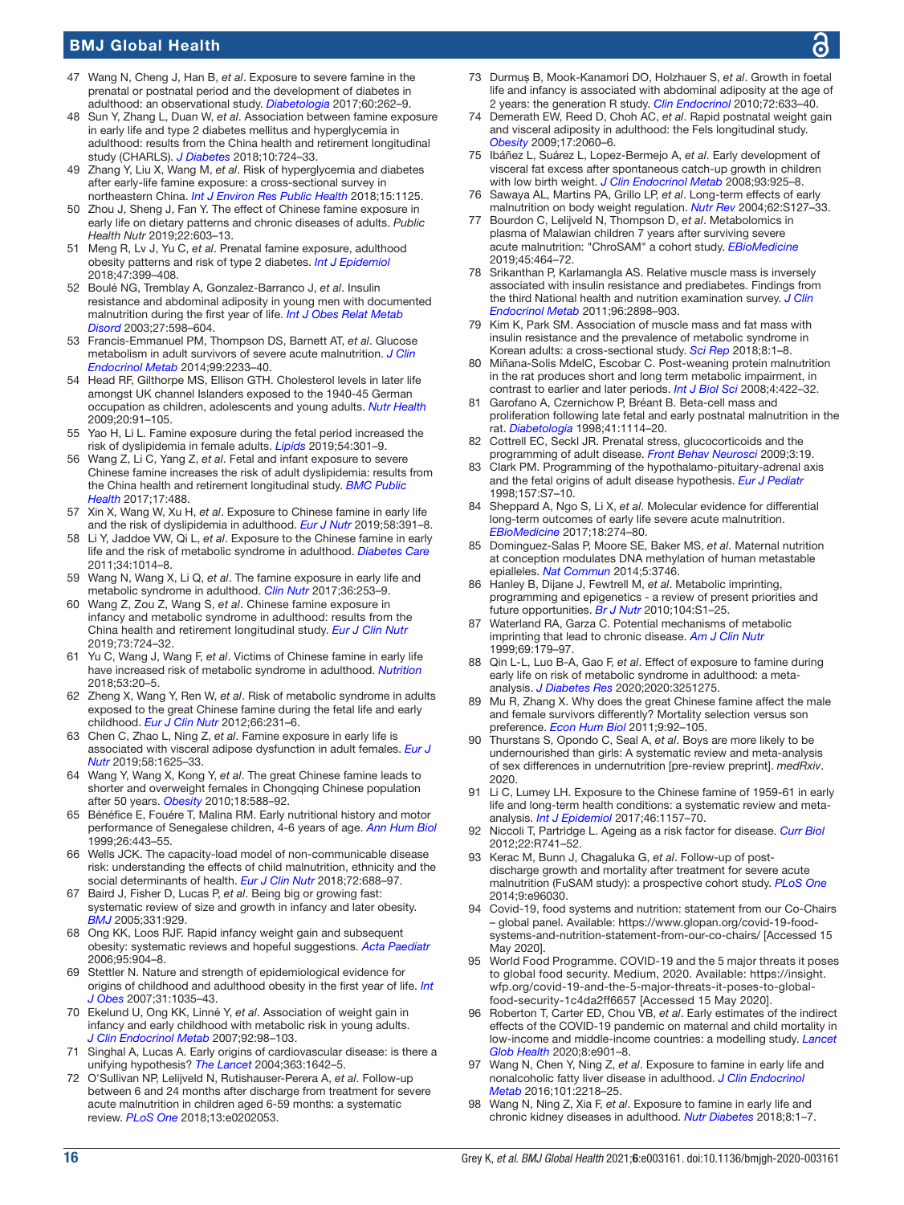47 Wang N, Cheng J, Han B, *et al*. Exposure to severe famine in the prenatal or postnatal period and the development of diabetes in adulthood: an observational study. *Diabetologia* 2017;60:262–9.
48 Sun Y, Zhang L, Duan W, *et al*. Association between famine exposure in early life and type 2 diabetes mellitus and hyperglycemia in adulthood: results from the China health and retirement longitudinal study (CHARLS). *J Diabetes* 2018;10:724–33.
49 Zhang Y, Liu X, Wang M, *et al*. Risk of hyperglycemia and diabetes after early-life famine exposure: a cross-sectional survey in northeastern China. *Int J Environ Res Public Health* 2018;15:1125.
50 Zhou J, Sheng J, Fan Y. The effect of Chinese famine exposure in early life on dietary patterns and chronic diseases of adults. *Public Health Nutr* 2019;22:603–13.
51 Meng R, Lv J, Yu C, *et al*. Prenatal famine exposure, adulthood obesity patterns and risk of type 2 diabetes. *Int J Epidemiol* 2018;47:399–408.
52 Boulé NG, Tremblay A, Gonzalez-Barranco J, *et al*. Insulin resistance and abdominal adiposity in young men with documented malnutrition during the first year of life. *Int J Obes Relat Metab Disord* 2003;27:598–604.
53 Francis-Emmanuel PM, Thompson DS, Barnett AT, *et al*. Glucose metabolism in adult survivors of severe acute malnutrition. *J Clin Endocrinol Metab* 2014;99:2233–40.
54 Head RF, Gilthorpe MS, Ellison GTH. Cholesterol levels in later life amongst UK channel Islanders exposed to the 1940-45 German occupation as children, adolescents and young adults. *Nutr Health* 2009;20:91–105.
55 Yao H, Li L. Famine exposure during the fetal period increased the risk of dyslipidemia in female adults. *Lipids* 2019;54:301–9.
56 Wang Z, Li C, Yang Z, *et al*. Fetal and infant exposure to severe Chinese famine increases the risk of adult dyslipidemia: results from the China health and retirement longitudinal study. *BMC Public Health* 2017;17:488.
57 Xin X, Wang W, Xu H, *et al*. Exposure to Chinese famine in early life and the risk of dyslipidemia in adulthood. *Eur J Nutr* 2019;58:391–8.
58 Li Y, Jaddoe VW, Qi L, *et al*. Exposure to the Chinese famine in early life and the risk of metabolic syndrome in adulthood. *Diabetes Care* 2011;34:1014–8.
59 Wang N, Wang X, Li Q, *et al*. The famine exposure in early life and metabolic syndrome in adulthood. *Clin Nutr* 2017;36:253–9.
60 Wang Z, Zou Z, Wang S, *et al*. Chinese famine exposure in infancy and metabolic syndrome in adulthood: results from the China health and retirement longitudinal study. *Eur J Clin Nutr* 2019;73:724–32.
61 Yu C, Wang J, Wang F, *et al*. Victims of Chinese famine in early life have increased risk of metabolic syndrome in adulthood. *Nutrition* 2018;53:20–5.
62 Zheng X, Wang Y, Ren W, *et al*. Risk of metabolic syndrome in adults exposed to the great Chinese famine during the fetal life and early childhood. *Eur J Clin Nutr* 2012;66:231–6.
63 Chen C, Zhao L, Ning Z, *et al*. Famine exposure in early life is associated with visceral adipose dysfunction in adult females. *Eur J Nutr* 2019;58:1625–33.
64 Wang Y, Wang X, Kong Y, *et al*. The great Chinese famine leads to shorter and overweight females in Chongqing Chinese population after 50 years. *Obesity* 2010;18:588–92.
65 Bénéfice E, Fouére T, Malina RM. Early nutritional history and motor performance of Senegalese children, 4-6 years of age. *Ann Hum Biol* 1999;26:443–55.
66 Wells JCK. The capacity-load model of non-communicable disease risk: understanding the effects of child malnutrition, ethnicity and the social determinants of health. *Eur J Clin Nutr* 2018;72:688–97.
67 Baird J, Fisher D, Lucas P, *et al*. Being big or growing fast: systematic review of size and growth in infancy and later obesity. *BMJ* 2005;331:929.
68 Ong KK, Loos RJF. Rapid infancy weight gain and subsequent obesity: systematic reviews and hopeful suggestions. *Acta Paediatr* 2006;95:904–8.
69 Stettler N. Nature and strength of epidemiological evidence for origins of childhood and adulthood obesity in the first year of life. *Int J Obes* 2007;31:1035–43.
70 Ekelund U, Ong KK, Linné Y, *et al*. Association of weight gain in infancy and early childhood with metabolic risk in young adults. *J Clin Endocrinol Metab* 2007;92:98–103.
71 Singhal A, Lucas A. Early origins of cardiovascular disease: is there a unifying hypothesis? *The Lancet* 2004;363:1642–5.
72 O'Sullivan NP, Lelijveld N, Rutishauser-Perera A, *et al*. Follow-up between 6 and 24 months after discharge from treatment for severe acute malnutrition in children aged 6-59 months: a systematic review. *PLoS One* 2018;13:e0202053.
73 Durmuş B, Mook-Kanamori DO, Holzhauer S, *et al*. Growth in foetal life and infancy is associated with abdominal adiposity at the age of 2 years: the generation R study. *Clin Endocrinol* 2010;72:633–40.
74 Demerath EW, Reed D, Choh AC, *et al*. Rapid postnatal weight gain and visceral adiposity in adulthood: the Fels longitudinal study. *Obesity* 2009;17:2060–6.
75 Ibáñez L, Suárez L, Lopez-Bermejo A, *et al*. Early development of visceral fat excess after spontaneous catch-up growth in children with low birth weight. *J Clin Endocrinol Metab* 2008;93:925–8.
76 Sawaya AL, Martins PA, Grillo LP, *et al*. Long-term effects of early malnutrition on body weight regulation. *Nutr Rev* 2004;62:S127–33.
77 Bourdon C, Lelijveld N, Thompson D, *et al*. Metabolomics in plasma of Malawian children 7 years after surviving severe acute malnutrition: "ChroSAM" a cohort study. *EBioMedicine* 2019;45:464–72.
78 Srikanthan P, Karlamangla AS. Relative muscle mass is inversely associated with insulin resistance and prediabetes. Findings from the third National health and nutrition examination survey. *J Clin Endocrinol Metab* 2011;96:2898–903.
79 Kim K, Park SM. Association of muscle mass and fat mass with insulin resistance and the prevalence of metabolic syndrome in Korean adults: a cross-sectional study. *Sci Rep* 2018;8:1–8.
80 Miñana-Solis MdelC, Escobar C. Post-weaning protein malnutrition in the rat produces short and long term metabolic impairment, in contrast to earlier and later periods. *Int J Biol Sci* 2008;4:422–32.
81 Garofano A, Czernichow P, Bréant B. Beta-cell mass and proliferation following late fetal and early postnatal malnutrition in the rat. *Diabetologia* 1998;41:1114–20.
82 Cottrell EC, Seckl JR. Prenatal stress, glucocorticoids and the programming of adult disease. *Front Behav Neurosci* 2009;3:19.
83 Clark PM. Programming of the hypothalamo-pituitary-adrenal axis and the fetal origins of adult disease hypothesis. *Eur J Pediatr* 1998;157:S7–10.
84 Sheppard A, Ngo S, Li X, *et al*. Molecular evidence for differential long-term outcomes of early life severe acute malnutrition. *EBioMedicine* 2017;18:274–80.
85 Dominguez-Salas P, Moore SE, Baker MS, *et al*. Maternal nutrition at conception modulates DNA methylation of human metastable epialleles. *Nat Commun* 2014;5:3746.
86 Hanley B, Dijane J, Fewtrell M, *et al*. Metabolic imprinting, programming and epigenetics - a review of present priorities and future opportunities. *Br J Nutr* 2010;104:S1–25.
87 Waterland RA, Garza C. Potential mechanisms of metabolic imprinting that lead to chronic disease. *Am J Clin Nutr* 1999;69:179–97.
88 Qin L-L, Luo B-A, Gao F, *et al*. Effect of exposure to famine during early life on risk of metabolic syndrome in adulthood: a meta-analysis. *J Diabetes Res* 2020;2020:3251275.
89 Mu R, Zhang X. Why does the great Chinese famine affect the male and female survivors differently? Mortality selection versus son preference. *Econ Hum Biol* 2011;9:92–105.
90 Thurstans S, Opondo C, Seal A, *et al*. Boys are more likely to be undernourished than girls: A systematic review and meta-analysis of sex differences in undernutrition [pre-review preprint]. *medRxiv*. 2020.
91 Li C, Lumey LH. Exposure to the Chinese famine of 1959-61 in early life and long-term health conditions: a systematic review and meta-analysis. *Int J Epidemiol* 2017;46:1157–70.
92 Niccoli T, Partridge L. Ageing as a risk factor for disease. *Curr Biol* 2012;22:R741–52.
93 Kerac M, Bunn J, Chagaluka G, *et al*. Follow-up of post-discharge growth and mortality after treatment for severe acute malnutrition (FuSAM study): a prospective cohort study. *PLoS One* 2014;9:e96030.
94 Covid-19, food systems and nutrition: statement from our Co-Chairs – global panel. Available: https://www.glopan.org/covid-19-food-systems-and-nutrition-statement-from-our-co-chairs/ [Accessed 15 May 2020].
95 World Food Programme. COVID-19 and the 5 major threats it poses to global food security. Medium, 2020. Available: https://insight.wfp.org/covid-19-and-the-5-major-threats-it-poses-to-global-food-security-1c4da2ff6657 [Accessed 15 May 2020].
96 Roberton T, Carter ED, Chou VB, *et al*. Early estimates of the indirect effects of the COVID-19 pandemic on maternal and child mortality in low-income and middle-income countries: a modelling study. *Lancet Glob Health* 2020;8:e901–8.
97 Wang N, Chen Y, Ning Z, *et al*. Exposure to famine in early life and nonalcoholic fatty liver disease in adulthood. *J Clin Endocrinol Metab* 2016;101:2218–25.
98 Wang N, Ning Z, Xia F, *et al*. Exposure to famine in early life and chronic kidney diseases in adulthood. *Nutr Diabetes* 2018;8:1–7.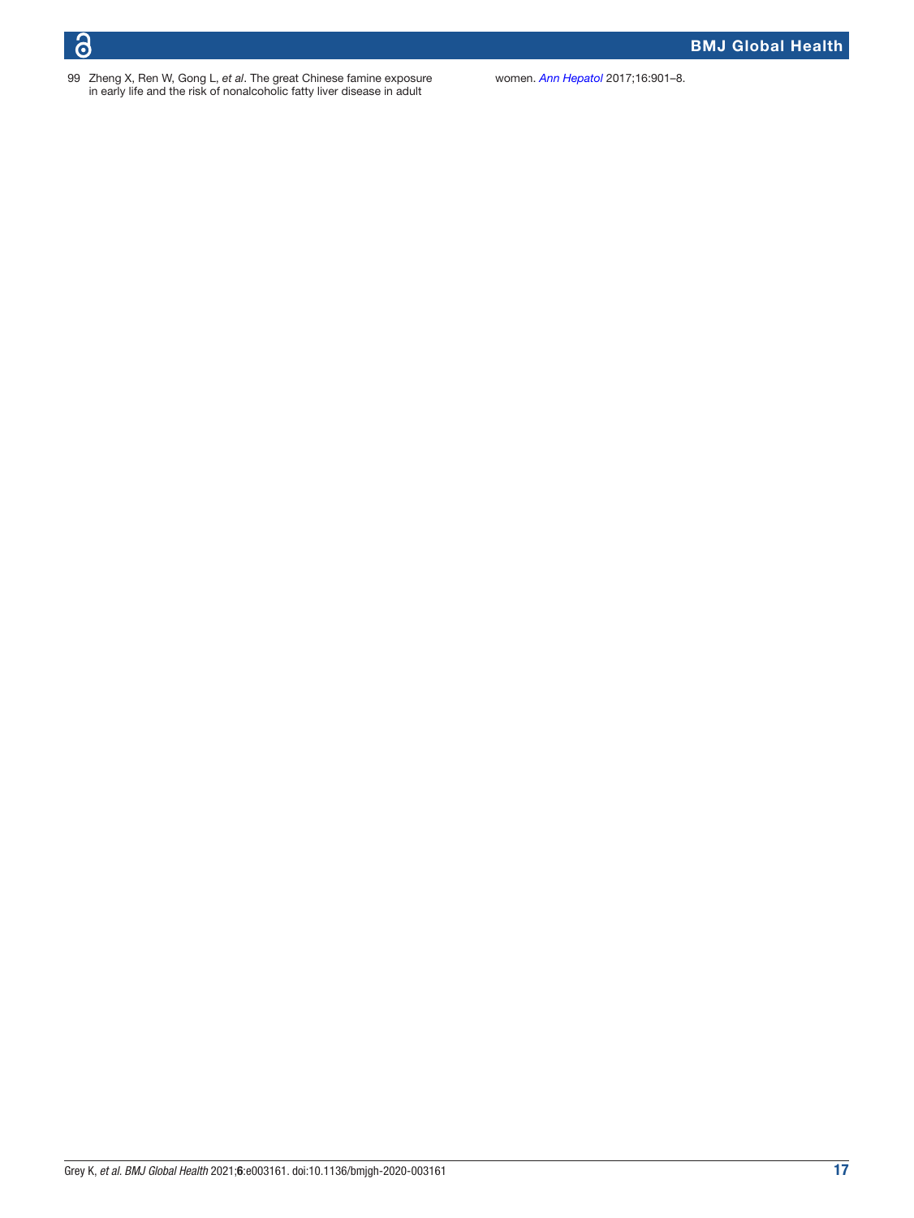99 Zheng X, Ren W, Gong L, *et al*. The great Chinese famine exposure in early life and the risk of nonalcoholic fatty liver disease in adult women. *Ann Hepatol* 2017;16:901–8.